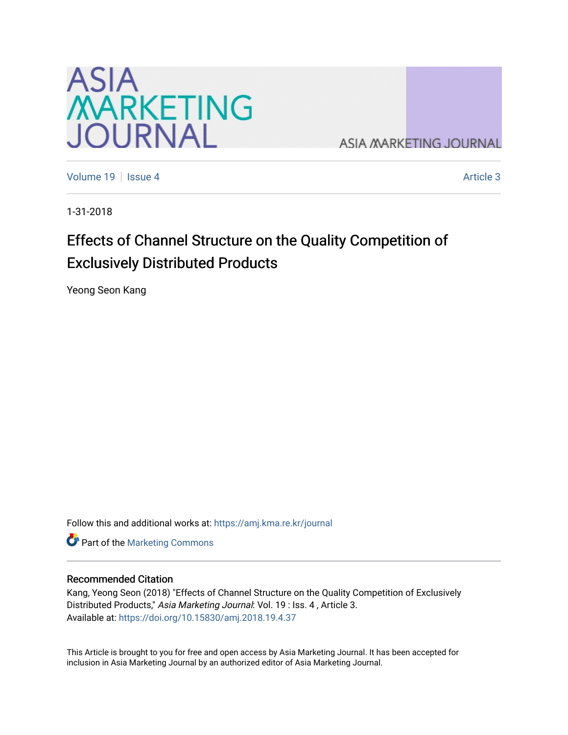# ASIA MARKETING JOURNAL

Volume 19 | Issue 4 | Article 3

1-31-2018

## Effects of Channel Structure on the Quality Competition of Exclusively Distributed Products

Yeong Seon Kang

Follow this and additional works at: https://amj.kma.re.kr/journal

Part of the Marketing Commons

### Recommended Citation

Kang, Yeong Seon (2018) "Effects of Channel Structure on the Quality Competition of Exclusively Distributed Products," *Asia Marketing Journal*: Vol. 19 : Iss. 4 , Article 3.
Available at: https://doi.org/10.15830/amj.2018.19.4.37

This Article is brought to you for free and open access by Asia Marketing Journal. It has been accepted for inclusion in Asia Marketing Journal by an authorized editor of Asia Marketing Journal.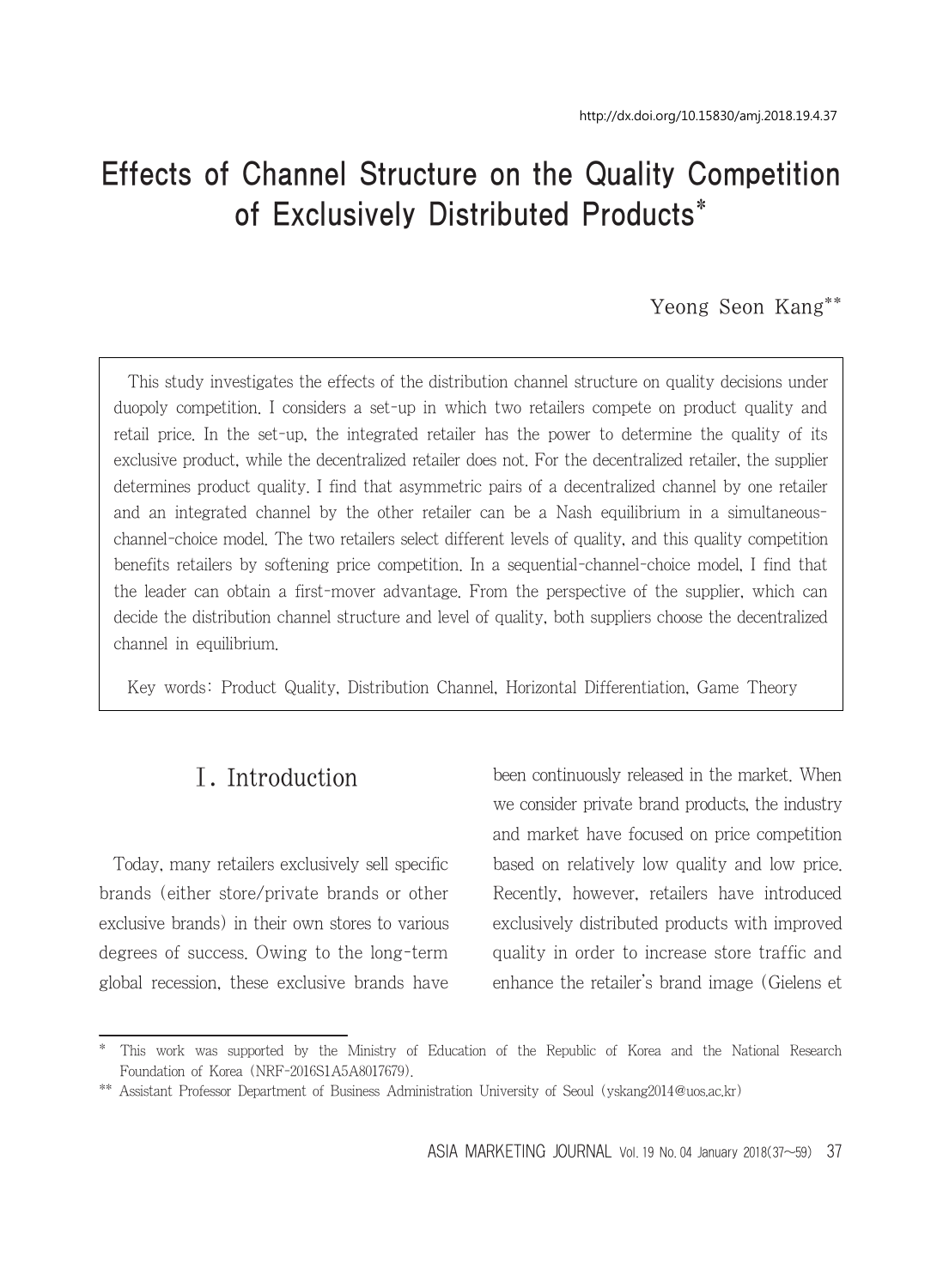http://dx.doi.org/10.15830/amj.2018.19.4.37

# Effects of Channel Structure on the Quality Competition of Exclusively Distributed Products*

Yeong Seon Kang**

This study investigates the effects of the distribution channel structure on quality decisions under duopoly competition. I considers a set-up in which two retailers compete on product quality and retail price. In the set-up, the integrated retailer has the power to determine the quality of its exclusive product, while the decentralized retailer does not. For the decentralized retailer, the supplier determines product quality. I find that asymmetric pairs of a decentralized channel by one retailer and an integrated channel by the other retailer can be a Nash equilibrium in a simultaneous-channel-choice model. The two retailers select different levels of quality, and this quality competition benefits retailers by softening price competition. In a sequential-channel-choice model, I find that the leader can obtain a first-mover advantage. From the perspective of the supplier, which can decide the distribution channel structure and level of quality, both suppliers choose the decentralized channel in equilibrium.

Key words: Product Quality, Distribution Channel, Horizontal Differentiation, Game Theory

## Ⅰ. Introduction

Today, many retailers exclusively sell specific brands (either store/private brands or other exclusive brands) in their own stores to various degrees of success. Owing to the long-term global recession, these exclusive brands have been continuously released in the market. When we consider private brand products, the industry and market have focused on price competition based on relatively low quality and low price. Recently, however, retailers have introduced exclusively distributed products with improved quality in order to increase store traffic and enhance the retailer's brand image (Gielens et

---

* This work was supported by the Ministry of Education of the Republic of Korea and the National Research Foundation of Korea (NRF-2016S1A5A8017679).

** Assistant Professor Department of Business Administration University of Seoul (yskang2014@uos.ac.kr)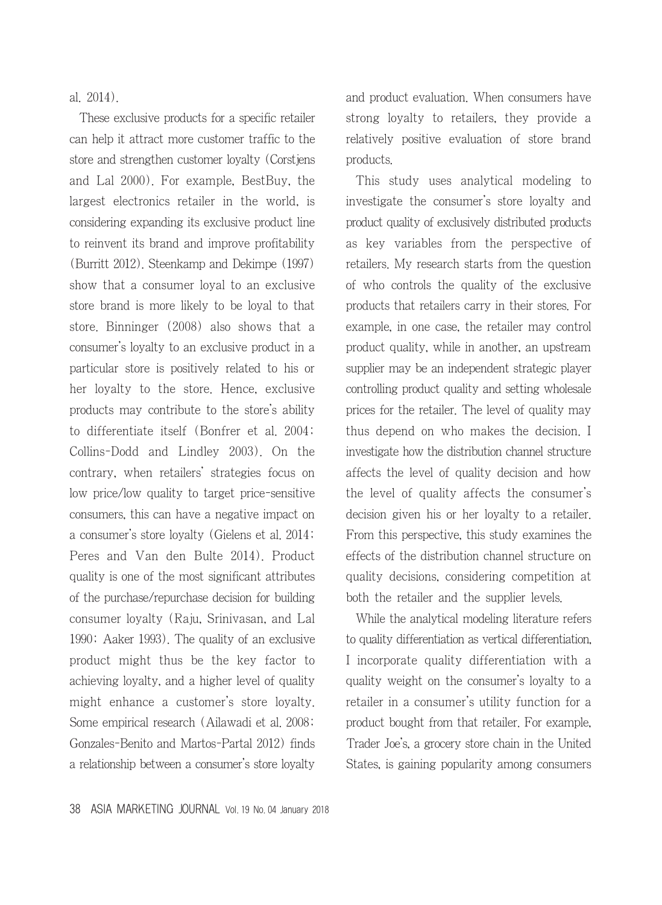al. 2014).

These exclusive products for a specific retailer can help it attract more customer traffic to the store and strengthen customer loyalty (Corstjens and Lal 2000). For example, BestBuy, the largest electronics retailer in the world, is considering expanding its exclusive product line to reinvent its brand and improve profitability (Burritt 2012). Steenkamp and Dekimpe (1997) show that a consumer loyal to an exclusive store brand is more likely to be loyal to that store. Binninger (2008) also shows that a consumer's loyalty to an exclusive product in a particular store is positively related to his or her loyalty to the store. Hence, exclusive products may contribute to the store's ability to differentiate itself (Bonfrer et al. 2004; Collins-Dodd and Lindley 2003). On the contrary, when retailers' strategies focus on low price/low quality to target price-sensitive consumers, this can have a negative impact on a consumer's store loyalty (Gielens et al. 2014; Peres and Van den Bulte 2014). Product quality is one of the most significant attributes of the purchase/repurchase decision for building consumer loyalty (Raju, Srinivasan, and Lal 1990; Aaker 1993). The quality of an exclusive product might thus be the key factor to achieving loyalty, and a higher level of quality might enhance a customer's store loyalty. Some empirical research (Ailawadi et al. 2008; Gonzales-Benito and Martos-Partal 2012) finds a relationship between a consumer's store loyalty and product evaluation. When consumers have strong loyalty to retailers, they provide a relatively positive evaluation of store brand products.

This study uses analytical modeling to investigate the consumer's store loyalty and product quality of exclusively distributed products as key variables from the perspective of retailers. My research starts from the question of who controls the quality of the exclusive products that retailers carry in their stores. For example, in one case, the retailer may control product quality, while in another, an upstream supplier may be an independent strategic player controlling product quality and setting wholesale prices for the retailer. The level of quality may thus depend on who makes the decision. I investigate how the distribution channel structure affects the level of quality decision and how the level of quality affects the consumer's decision given his or her loyalty to a retailer. From this perspective, this study examines the effects of the distribution channel structure on quality decisions, considering competition at both the retailer and the supplier levels.

While the analytical modeling literature refers to quality differentiation as vertical differentiation, I incorporate quality differentiation with a quality weight on the consumer's loyalty to a retailer in a consumer's utility function for a product bought from that retailer. For example, Trader Joe's, a grocery store chain in the United States, is gaining popularity among consumers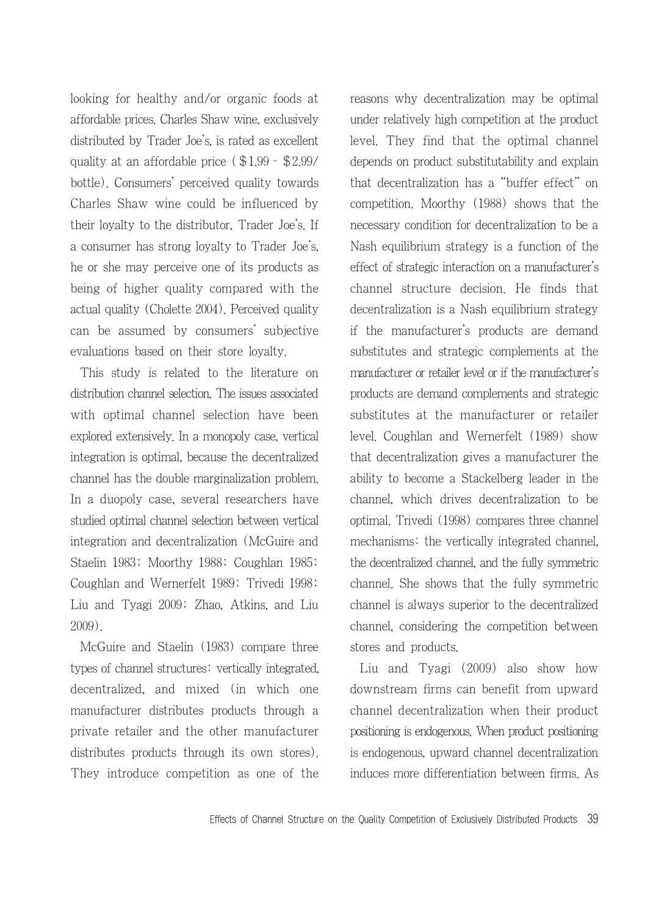looking for healthy and/or organic foods at affordable prices. Charles Shaw wine, exclusively distributed by Trader Joe's, is rated as excellent quality at an affordable price ( $1.99 - $2.99/ bottle). Consumers' perceived quality towards Charles Shaw wine could be influenced by their loyalty to the distributor, Trader Joe's. If a consumer has strong loyalty to Trader Joe's, he or she may perceive one of its products as being of higher quality compared with the actual quality (Cholette 2004). Perceived quality can be assumed by consumers' subjective evaluations based on their store loyalty.

This study is related to the literature on distribution channel selection. The issues associated with optimal channel selection have been explored extensively. In a monopoly case, vertical integration is optimal, because the decentralized channel has the double marginalization problem. In a duopoly case, several researchers have studied optimal channel selection between vertical integration and decentralization (McGuire and Staelin 1983; Moorthy 1988; Coughlan 1985; Coughlan and Wernerfelt 1989; Trivedi 1998; Liu and Tyagi 2009; Zhao, Atkins, and Liu 2009).

McGuire and Staelin (1983) compare three types of channel structures: vertically integrated, decentralized, and mixed (in which one manufacturer distributes products through a private retailer and the other manufacturer distributes products through its own stores). They introduce competition as one of the reasons why decentralization may be optimal under relatively high competition at the product level. They find that the optimal channel depends on product substitutability and explain that decentralization has a "buffer effect" on competition. Moorthy (1988) shows that the necessary condition for decentralization to be a Nash equilibrium strategy is a function of the effect of strategic interaction on a manufacturer's channel structure decision. He finds that decentralization is a Nash equilibrium strategy if the manufacturer's products are demand substitutes and strategic complements at the manufacturer or retailer level or if the manufacturer's products are demand complements and strategic substitutes at the manufacturer or retailer level. Coughlan and Wernerfelt (1989) show that decentralization gives a manufacturer the ability to become a Stackelberg leader in the channel, which drives decentralization to be optimal. Trivedi (1998) compares three channel mechanisms: the vertically integrated channel, the decentralized channel, and the fully symmetric channel. She shows that the fully symmetric channel is always superior to the decentralized channel, considering the competition between stores and products.

Liu and Tyagi (2009) also show how downstream firms can benefit from upward channel decentralization when their product positioning is endogenous. When product positioning is endogenous, upward channel decentralization induces more differentiation between firms. As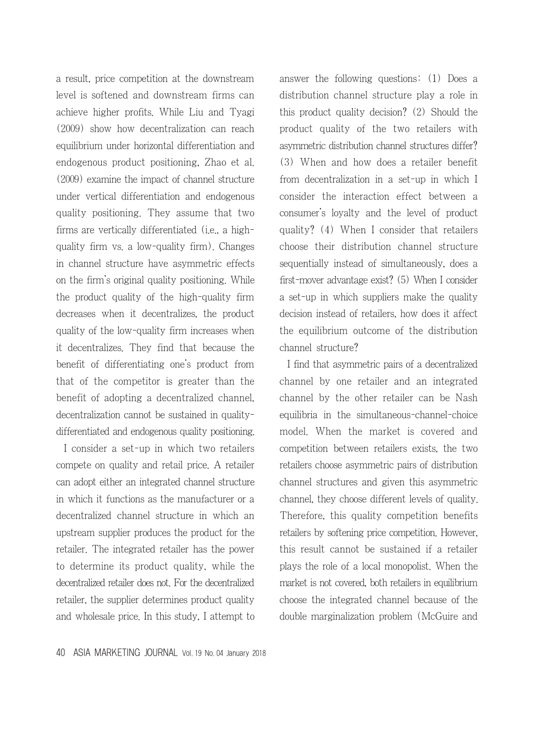a result, price competition at the downstream level is softened and downstream firms can achieve higher profits. While Liu and Tyagi (2009) show how decentralization can reach equilibrium under horizontal differentiation and endogenous product positioning, Zhao et al. (2009) examine the impact of channel structure under vertical differentiation and endogenous quality positioning. They assume that two firms are vertically differentiated (i.e., a high-quality firm vs. a low-quality firm). Changes in channel structure have asymmetric effects on the firm's original quality positioning. While the product quality of the high-quality firm decreases when it decentralizes, the product quality of the low-quality firm increases when it decentralizes. They find that because the benefit of differentiating one's product from that of the competitor is greater than the benefit of adopting a decentralized channel, decentralization cannot be sustained in quality-differentiated and endogenous quality positioning.

I consider a set-up in which two retailers compete on quality and retail price. A retailer can adopt either an integrated channel structure in which it functions as the manufacturer or a decentralized channel structure in which an upstream supplier produces the product for the retailer. The integrated retailer has the power to determine its product quality, while the decentralized retailer does not. For the decentralized retailer, the supplier determines product quality and wholesale price. In this study, I attempt to answer the following questions: (1) Does a distribution channel structure play a role in this product quality decision? (2) Should the product quality of the two retailers with asymmetric distribution channel structures differ? (3) When and how does a retailer benefit from decentralization in a set-up in which I consider the interaction effect between a consumer's loyalty and the level of product quality? (4) When I consider that retailers choose their distribution channel structure sequentially instead of simultaneously, does a first-mover advantage exist? (5) When I consider a set-up in which suppliers make the quality decision instead of retailers, how does it affect the equilibrium outcome of the distribution channel structure?

I find that asymmetric pairs of a decentralized channel by one retailer and an integrated channel by the other retailer can be Nash equilibria in the simultaneous-channel-choice model. When the market is covered and competition between retailers exists, the two retailers choose asymmetric pairs of distribution channel structures and given this asymmetric channel, they choose different levels of quality. Therefore, this quality competition benefits retailers by softening price competition. However, this result cannot be sustained if a retailer plays the role of a local monopolist. When the market is not covered, both retailers in equilibrium choose the integrated channel because of the double marginalization problem (McGuire and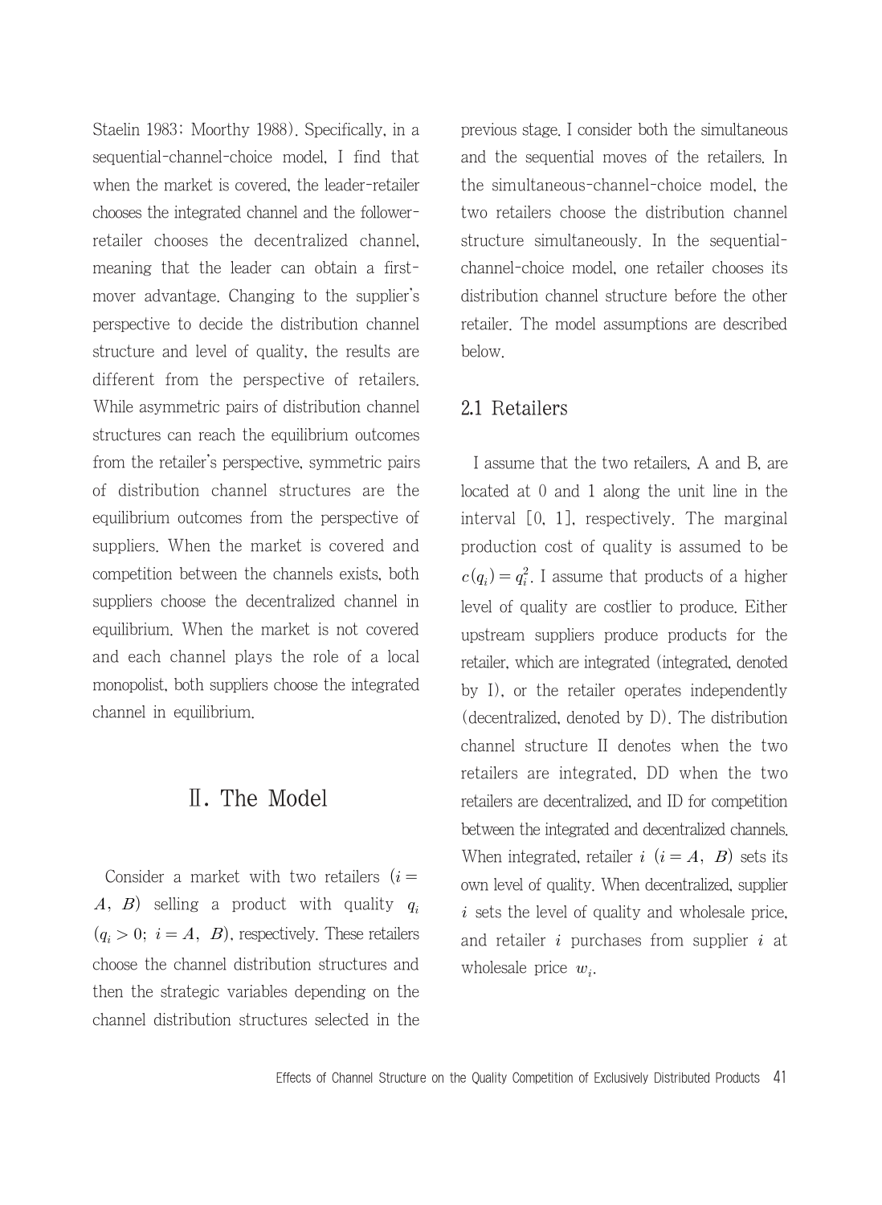Staelin 1983; Moorthy 1988). Specifically, in a sequential-channel-choice model, I find that when the market is covered, the leader-retailer chooses the integrated channel and the follower-retailer chooses the decentralized channel, meaning that the leader can obtain a first-mover advantage. Changing to the supplier's perspective to decide the distribution channel structure and level of quality, the results are different from the perspective of retailers. While asymmetric pairs of distribution channel structures can reach the equilibrium outcomes from the retailer's perspective, symmetric pairs of distribution channel structures are the equilibrium outcomes from the perspective of suppliers. When the market is covered and competition between the channels exists, both suppliers choose the decentralized channel in equilibrium. When the market is not covered and each channel plays the role of a local monopolist, both suppliers choose the integrated channel in equilibrium.

# Ⅱ. The Model

Consider a market with two retailers ($i = A,\ B$) selling a product with quality $q_i$ ($q_i > 0;\ i = A,\ B$), respectively. These retailers choose the channel distribution structures and then the strategic variables depending on the channel distribution structures selected in the previous stage. I consider both the simultaneous and the sequential moves of the retailers. In the simultaneous-channel-choice model, the two retailers choose the distribution channel structure simultaneously. In the sequential-channel-choice model, one retailer chooses its distribution channel structure before the other retailer. The model assumptions are described below.

## 2.1 Retailers

I assume that the two retailers, A and B, are located at 0 and 1 along the unit line in the interval [0, 1], respectively. The marginal production cost of quality is assumed to be $c(q_i) = q_i^2$. I assume that products of a higher level of quality are costlier to produce. Either upstream suppliers produce products for the retailer, which are integrated (integrated, denoted by I), or the retailer operates independently (decentralized, denoted by D). The distribution channel structure II denotes when the two retailers are integrated, DD when the two retailers are decentralized, and ID for competition between the integrated and decentralized channels. When integrated, retailer $i$ ($i = A,\ B$) sets its own level of quality. When decentralized, supplier $i$ sets the level of quality and wholesale price, and retailer $i$ purchases from supplier $i$ at wholesale price $w_i$.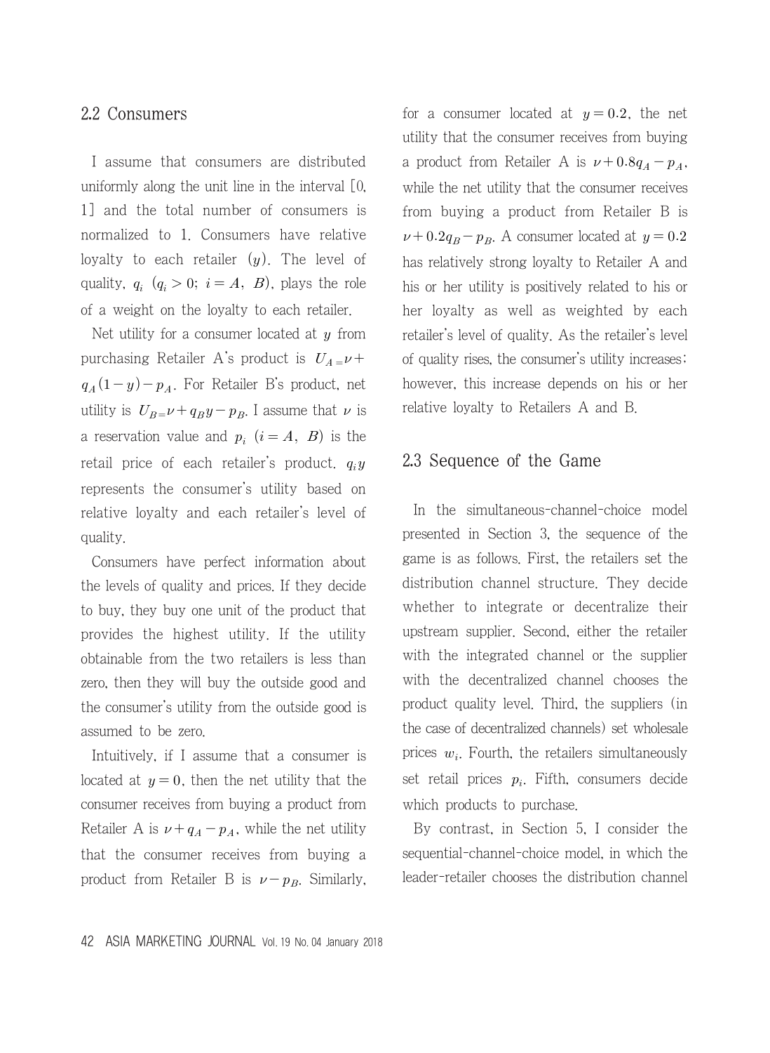## 2.2 Consumers

I assume that consumers are distributed uniformly along the unit line in the interval [0, 1] and the total number of consumers is normalized to 1. Consumers have relative loyalty to each retailer ($y$). The level of quality, $q_i$ ($q_i > 0$; $i = A$, $B$), plays the role of a weight on the loyalty to each retailer.

Net utility for a consumer located at $y$ from purchasing Retailer A's product is $U_A = \nu + q_A(1-y) - p_A$. For Retailer B's product, net utility is $U_B = \nu + q_B y - p_B$. I assume that $\nu$ is a reservation value and $p_i$ ($i = A$, $B$) is the retail price of each retailer's product. $q_i y$ represents the consumer's utility based on relative loyalty and each retailer's level of quality.

Consumers have perfect information about the levels of quality and prices. If they decide to buy, they buy one unit of the product that provides the highest utility. If the utility obtainable from the two retailers is less than zero, then they will buy the outside good and the consumer's utility from the outside good is assumed to be zero.

Intuitively, if I assume that a consumer is located at $y = 0$, then the net utility that the consumer receives from buying a product from Retailer A is $\nu + q_A - p_A$, while the net utility that the consumer receives from buying a product from Retailer B is $\nu - p_B$. Similarly, for a consumer located at $y = 0.2$, the net utility that the consumer receives from buying a product from Retailer A is $\nu + 0.8q_A - p_A$, while the net utility that the consumer receives from buying a product from Retailer B is $\nu + 0.2q_B - p_B$. A consumer located at $y = 0.2$ has relatively strong loyalty to Retailer A and his or her utility is positively related to his or her loyalty as well as weighted by each retailer's level of quality. As the retailer's level of quality rises, the consumer's utility increases; however, this increase depends on his or her relative loyalty to Retailers A and B.

## 2.3 Sequence of the Game

In the simultaneous-channel-choice model presented in Section 3, the sequence of the game is as follows. First, the retailers set the distribution channel structure. They decide whether to integrate or decentralize their upstream supplier. Second, either the retailer with the integrated channel or the supplier with the decentralized channel chooses the product quality level. Third, the suppliers (in the case of decentralized channels) set wholesale prices $w_i$. Fourth, the retailers simultaneously set retail prices $p_i$. Fifth, consumers decide which products to purchase.

By contrast, in Section 5, I consider the sequential-channel-choice model, in which the leader-retailer chooses the distribution channel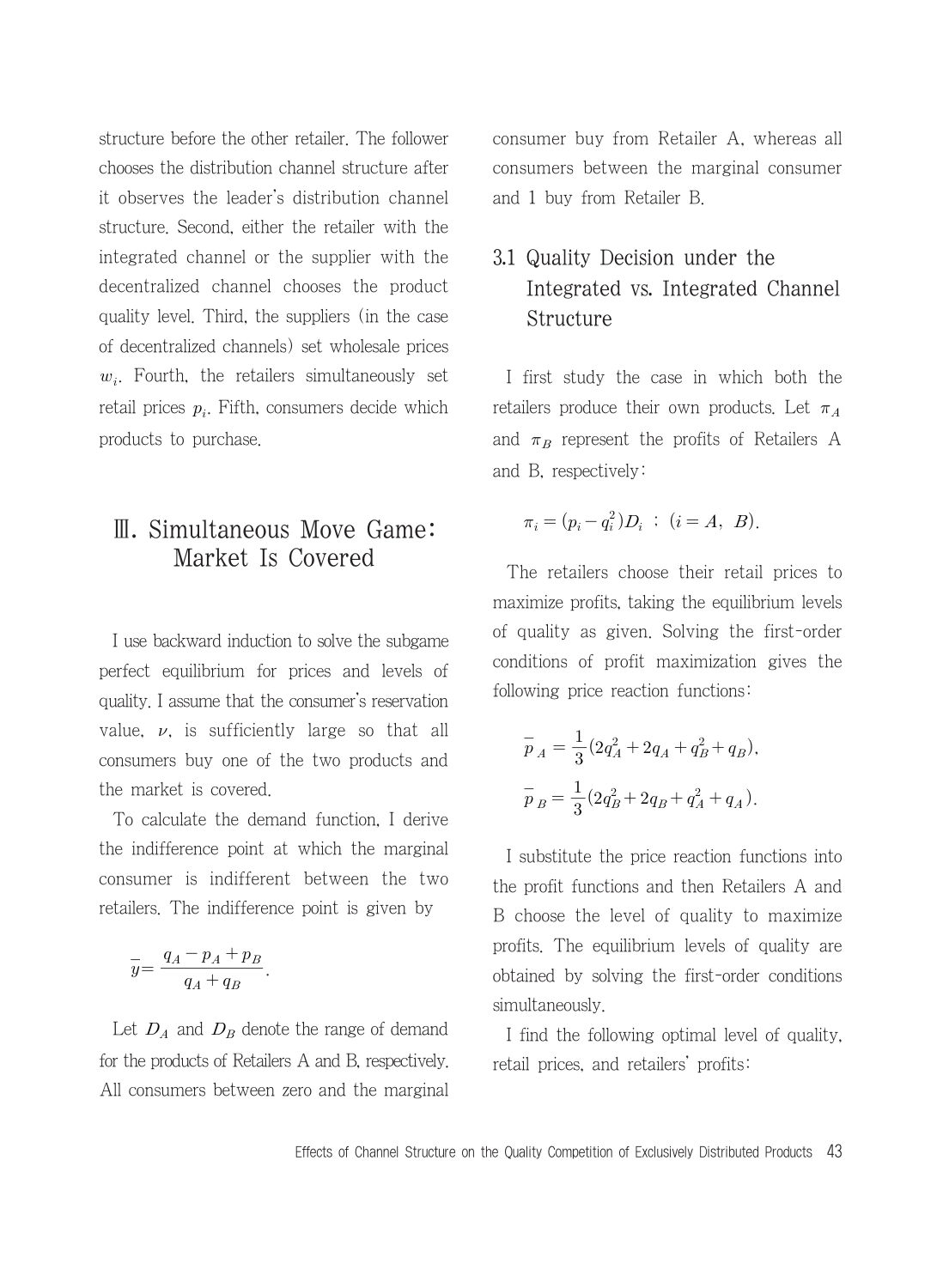structure before the other retailer. The follower chooses the distribution channel structure after it observes the leader's distribution channel structure. Second, either the retailer with the integrated channel or the supplier with the decentralized channel chooses the product quality level. Third, the suppliers (in the case of decentralized channels) set wholesale prices $w_i$. Fourth, the retailers simultaneously set retail prices $p_i$. Fifth, consumers decide which products to purchase.

# Ⅲ. Simultaneous Move Game: Market Is Covered

I use backward induction to solve the subgame perfect equilibrium for prices and levels of quality. I assume that the consumer's reservation value, $\nu$, is sufficiently large so that all consumers buy one of the two products and the market is covered.

To calculate the demand function, I derive the indifference point at which the marginal consumer is indifferent between the two retailers. The indifference point is given by

$$\bar{y} = \frac{q_A - p_A + p_B}{q_A + q_B}.$$

Let $D_A$ and $D_B$ denote the range of demand for the products of Retailers A and B, respectively. All consumers between zero and the marginal consumer buy from Retailer A, whereas all consumers between the marginal consumer and 1 buy from Retailer B.

## 3.1 Quality Decision under the Integrated vs. Integrated Channel Structure

I first study the case in which both the retailers produce their own products. Let $\pi_A$ and $\pi_B$ represent the profits of Retailers A and B, respectively:

$$\pi_i = (p_i - q_i^2)D_i \ ; \ (i = A, \ B).$$

The retailers choose their retail prices to maximize profits, taking the equilibrium levels of quality as given. Solving the first-order conditions of profit maximization gives the following price reaction functions:

$$\bar{p}_A = \frac{1}{3}(2q_A^2 + 2q_A + q_B^2 + q_B),$$

$$\bar{p}_B = \frac{1}{3}(2q_B^2 + 2q_B + q_A^2 + q_A).$$

I substitute the price reaction functions into the profit functions and then Retailers A and B choose the level of quality to maximize profits. The equilibrium levels of quality are obtained by solving the first-order conditions simultaneously.

I find the following optimal level of quality, retail prices, and retailers' profits: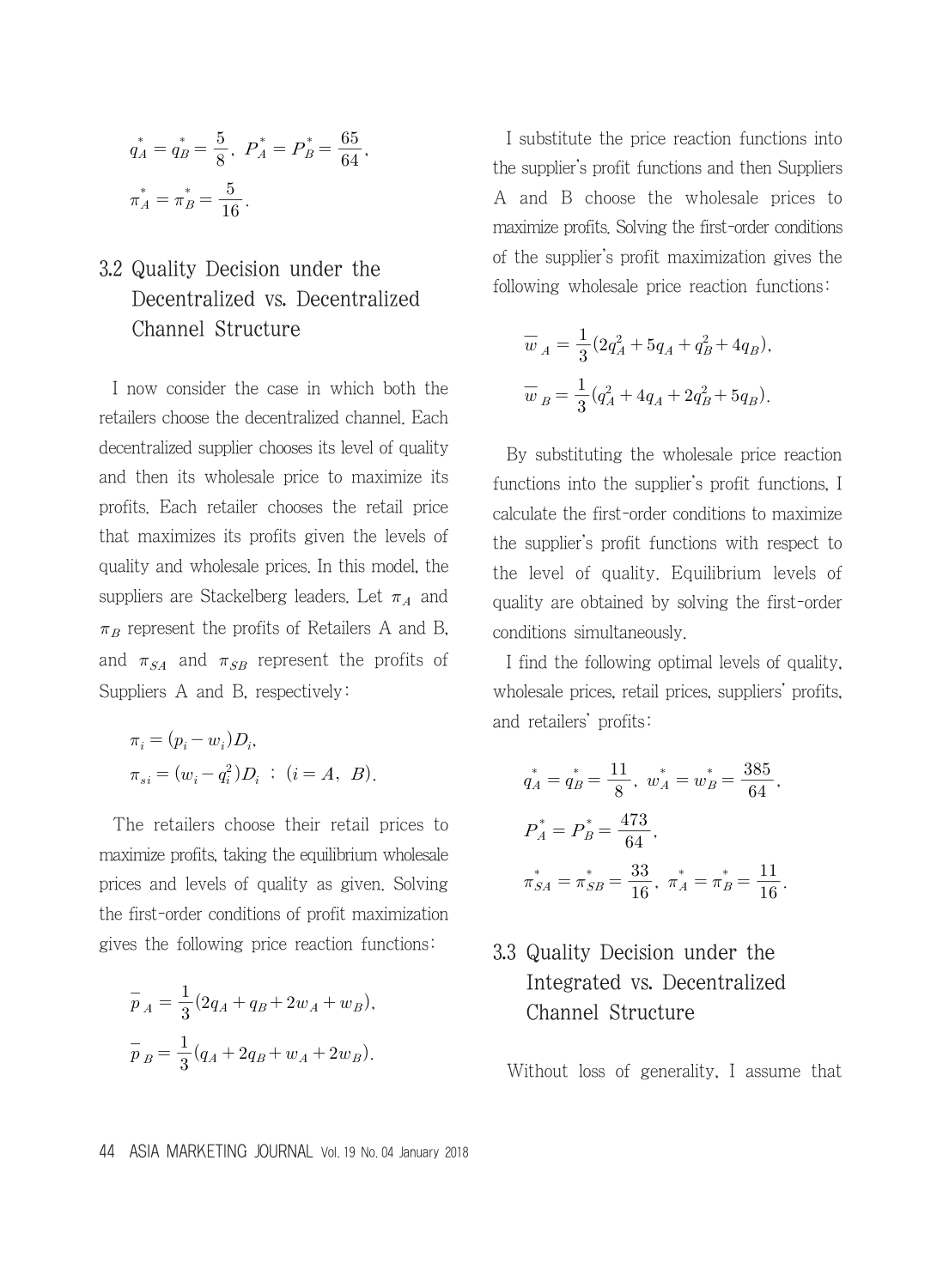$$q_A^* = q_B^* = \frac{5}{8},\ P_A^* = P_B^* = \frac{65}{64},$$

$$\pi_A^* = \pi_B^* = \frac{5}{16}.$$

## 3.2 Quality Decision under the Decentralized vs. Decentralized Channel Structure

I now consider the case in which both the retailers choose the decentralized channel. Each decentralized supplier chooses its level of quality and then its wholesale price to maximize its profits. Each retailer chooses the retail price that maximizes its profits given the levels of quality and wholesale prices. In this model, the suppliers are Stackelberg leaders. Let $\pi_A$ and $\pi_B$ represent the profits of Retailers A and B, and $\pi_{SA}$ and $\pi_{SB}$ represent the profits of Suppliers A and B, respectively:

$$\pi_i = (p_i - w_i)D_i,$$

$$\pi_{si} = (w_i - q_i^2)D_i\ ;\ (i = A,\ B).$$

The retailers choose their retail prices to maximize profits, taking the equilibrium wholesale prices and levels of quality as given. Solving the first-order conditions of profit maximization gives the following price reaction functions:

$$\bar{p}_A = \frac{1}{3}(2q_A + q_B + 2w_A + w_B),$$

$$\bar{p}_B = \frac{1}{3}(q_A + 2q_B + w_A + 2w_B).$$

I substitute the price reaction functions into the supplier's profit functions and then Suppliers A and B choose the wholesale prices to maximize profits. Solving the first-order conditions of the supplier's profit maximization gives the following wholesale price reaction functions:

$$\bar{w}_A = \frac{1}{3}(2q_A^2 + 5q_A + q_B^2 + 4q_B),$$

$$\bar{w}_B = \frac{1}{3}(q_A^2 + 4q_A + 2q_B^2 + 5q_B).$$

By substituting the wholesale price reaction functions into the supplier's profit functions, I calculate the first-order conditions to maximize the supplier's profit functions with respect to the level of quality. Equilibrium levels of quality are obtained by solving the first-order conditions simultaneously.

I find the following optimal levels of quality, wholesale prices, retail prices, suppliers' profits, and retailers' profits:

$$q_A^* = q_B^* = \frac{11}{8},\ w_A^* = w_B^* = \frac{385}{64},$$

$$P_A^* = P_B^* = \frac{473}{64},$$

$$\pi_{SA}^* = \pi_{SB}^* = \frac{33}{16},\ \pi_A^* = \pi_B^* = \frac{11}{16}.$$

## 3.3 Quality Decision under the Integrated vs. Decentralized Channel Structure

Without loss of generality, I assume that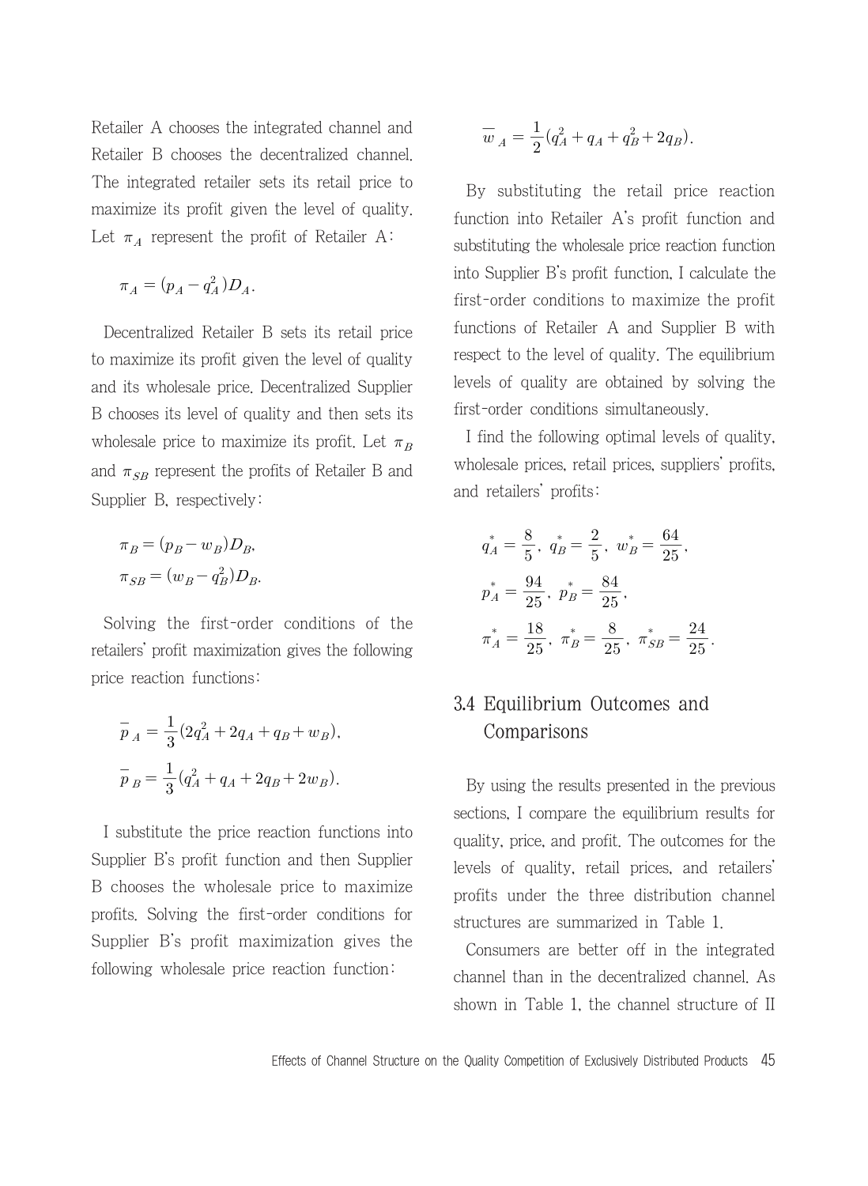Retailer A chooses the integrated channel and Retailer B chooses the decentralized channel. The integrated retailer sets its retail price to maximize its profit given the level of quality. Let $\pi_A$ represent the profit of Retailer A:

$$\pi_A = (p_A - q_A^2)D_A.$$

Decentralized Retailer B sets its retail price to maximize its profit given the level of quality and its wholesale price. Decentralized Supplier B chooses its level of quality and then sets its wholesale price to maximize its profit. Let $\pi_B$ and $\pi_{SB}$ represent the profits of Retailer B and Supplier B, respectively:

$$\pi_B = (p_B - w_B)D_B,$$
$$\pi_{SB} = (w_B - q_B^2)D_B.$$

Solving the first-order conditions of the retailers' profit maximization gives the following price reaction functions:

$$\bar{p}_A = \frac{1}{3}(2q_A^2 + 2q_A + q_B + w_B),$$
$$\bar{p}_B = \frac{1}{3}(q_A^2 + q_A + 2q_B + 2w_B).$$

I substitute the price reaction functions into Supplier B's profit function and then Supplier B chooses the wholesale price to maximize profits. Solving the first-order conditions for Supplier B's profit maximization gives the following wholesale price reaction function:

$$\bar{w}_A = \frac{1}{2}(q_A^2 + q_A + q_B^2 + 2q_B).$$

By substituting the retail price reaction function into Retailer A's profit function and substituting the wholesale price reaction function into Supplier B's profit function, I calculate the first-order conditions to maximize the profit functions of Retailer A and Supplier B with respect to the level of quality. The equilibrium levels of quality are obtained by solving the first-order conditions simultaneously.

I find the following optimal levels of quality, wholesale prices, retail prices, suppliers' profits, and retailers' profits:

$$q_A^* = \frac{8}{5},\ q_B^* = \frac{2}{5},\ w_B^* = \frac{64}{25},$$
$$p_A^* = \frac{94}{25},\ p_B^* = \frac{84}{25},$$
$$\pi_A^* = \frac{18}{25},\ \pi_B^* = \frac{8}{25},\ \pi_{SB}^* = \frac{24}{25}.$$

## 3.4 Equilibrium Outcomes and Comparisons

By using the results presented in the previous sections, I compare the equilibrium results for quality, price, and profit. The outcomes for the levels of quality, retail prices, and retailers' profits under the three distribution channel structures are summarized in Table 1.

Consumers are better off in the integrated channel than in the decentralized channel. As shown in Table 1, the channel structure of II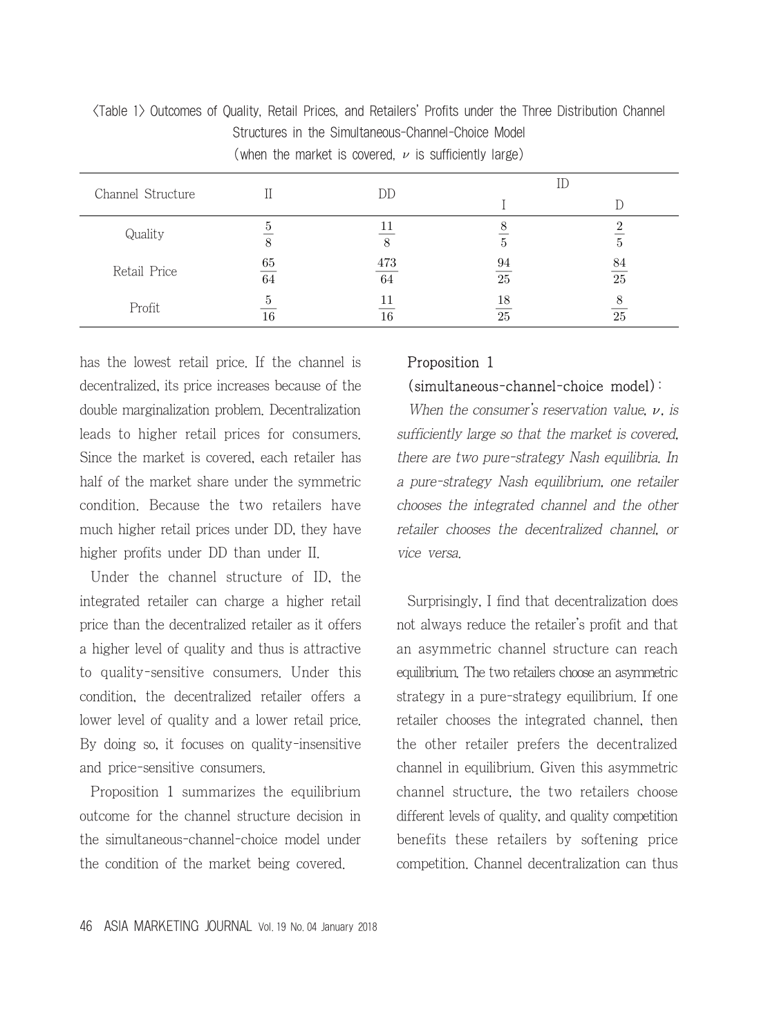〈Table 1〉 Outcomes of Quality, Retail Prices, and Retailers' Profits under the Three Distribution Channel Structures in the Simultaneous-Channel-Choice Model (when the market is covered, $\nu$ is sufficiently large)

| Channel Structure | II | DD | ID | |
|---|---|---|---|---|
| | | | I | D |
| Quality | $\frac{5}{8}$ | $\frac{11}{8}$ | $\frac{8}{5}$ | $\frac{2}{5}$ |
| Retail Price | $\frac{65}{64}$ | $\frac{473}{64}$ | $\frac{94}{25}$ | $\frac{84}{25}$ |
| Profit | $\frac{5}{16}$ | $\frac{11}{16}$ | $\frac{18}{25}$ | $\frac{8}{25}$ |

has the lowest retail price. If the channel is decentralized, its price increases because of the double marginalization problem. Decentralization leads to higher retail prices for consumers. Since the market is covered, each retailer has half of the market share under the symmetric condition. Because the two retailers have much higher retail prices under DD, they have higher profits under DD than under II.

Under the channel structure of ID, the integrated retailer can charge a higher retail price than the decentralized retailer as it offers a higher level of quality and thus is attractive to quality-sensitive consumers. Under this condition, the decentralized retailer offers a lower level of quality and a lower retail price. By doing so, it focuses on quality-insensitive and price-sensitive consumers.

Proposition 1 summarizes the equilibrium outcome for the channel structure decision in the simultaneous-channel-choice model under the condition of the market being covered.

**Proposition 1 (simultaneous-channel-choice model):**

*When the consumer's reservation value, $\nu$, is sufficiently large so that the market is covered, there are two pure-strategy Nash equilibria. In a pure-strategy Nash equilibrium, one retailer chooses the integrated channel and the other retailer chooses the decentralized channel, or vice versa.*

Surprisingly, I find that decentralization does not always reduce the retailer's profit and that an asymmetric channel structure can reach equilibrium. The two retailers choose an asymmetric strategy in a pure-strategy equilibrium. If one retailer chooses the integrated channel, then the other retailer prefers the decentralized channel in equilibrium. Given this asymmetric channel structure, the two retailers choose different levels of quality, and quality competition benefits these retailers by softening price competition. Channel decentralization can thus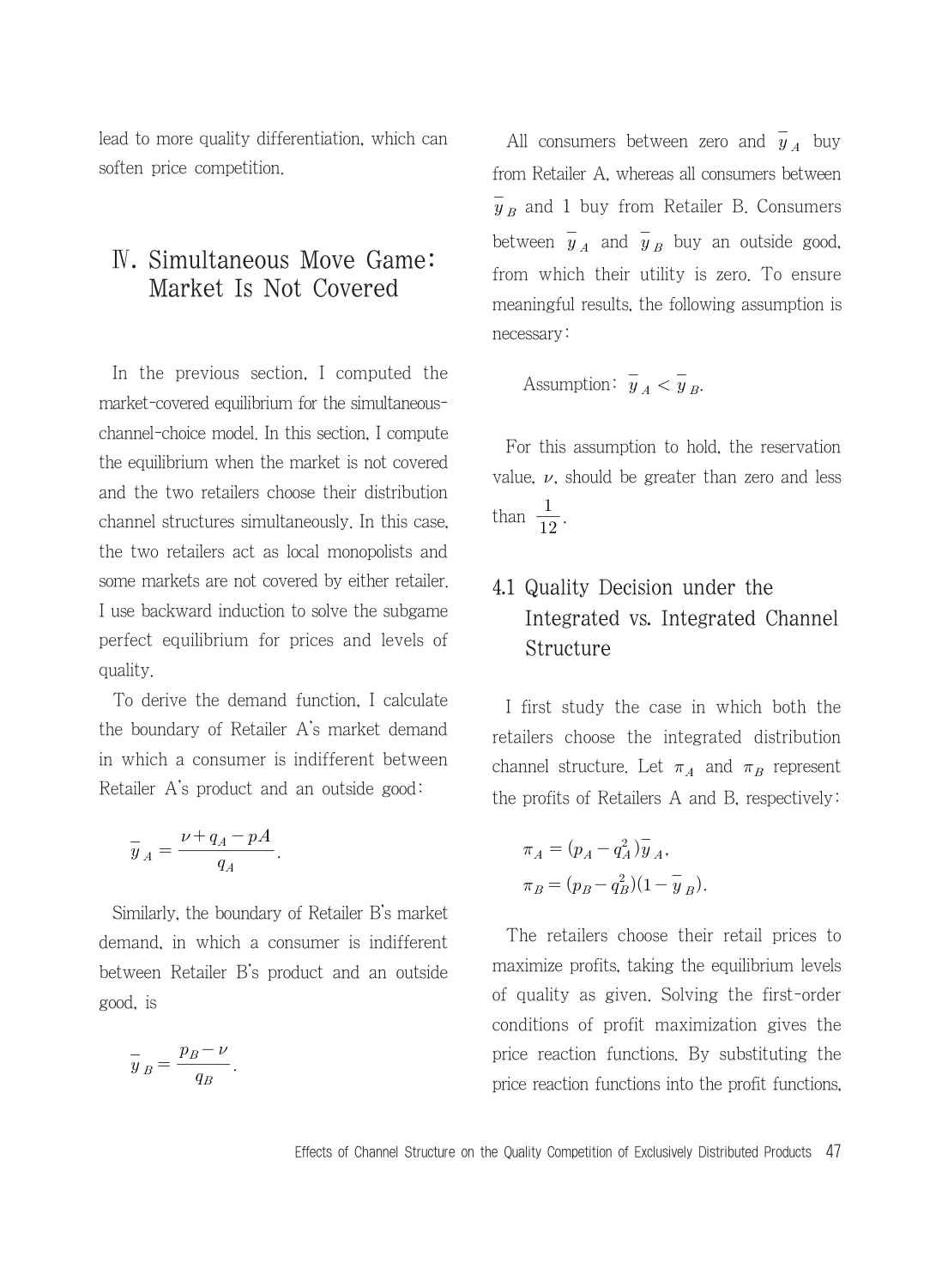lead to more quality differentiation, which can soften price competition.

# Ⅳ. Simultaneous Move Game: Market Is Not Covered

In the previous section, I computed the market-covered equilibrium for the simultaneous-channel-choice model. In this section, I compute the equilibrium when the market is not covered and the two retailers choose their distribution channel structures simultaneously. In this case, the two retailers act as local monopolists and some markets are not covered by either retailer. I use backward induction to solve the subgame perfect equilibrium for prices and levels of quality.

To derive the demand function, I calculate the boundary of Retailer A's market demand in which a consumer is indifferent between Retailer A's product and an outside good:

$$\bar{y}_A = \frac{\nu + q_A - pA}{q_A}.$$

Similarly, the boundary of Retailer B's market demand, in which a consumer is indifferent between Retailer B's product and an outside good, is

$$\bar{y}_B = \frac{p_B - \nu}{q_B}.$$

All consumers between zero and $\bar{y}_A$ buy from Retailer A, whereas all consumers between $\bar{y}_B$ and 1 buy from Retailer B. Consumers between $\bar{y}_A$ and $\bar{y}_B$ buy an outside good, from which their utility is zero. To ensure meaningful results, the following assumption is necessary:

Assumption: $\bar{y}_A < \bar{y}_B$.

For this assumption to hold, the reservation value, $\nu$, should be greater than zero and less than $\frac{1}{12}$.

## 4.1 Quality Decision under the Integrated vs. Integrated Channel Structure

I first study the case in which both the retailers choose the integrated distribution channel structure. Let $\pi_A$ and $\pi_B$ represent the profits of Retailers A and B, respectively:

$$\pi_A = (p_A - q_A^2)\bar{y}_A,$$
$$\pi_B = (p_B - q_B^2)(1 - \bar{y}_B).$$

The retailers choose their retail prices to maximize profits, taking the equilibrium levels of quality as given. Solving the first-order conditions of profit maximization gives the price reaction functions. By substituting the price reaction functions into the profit functions,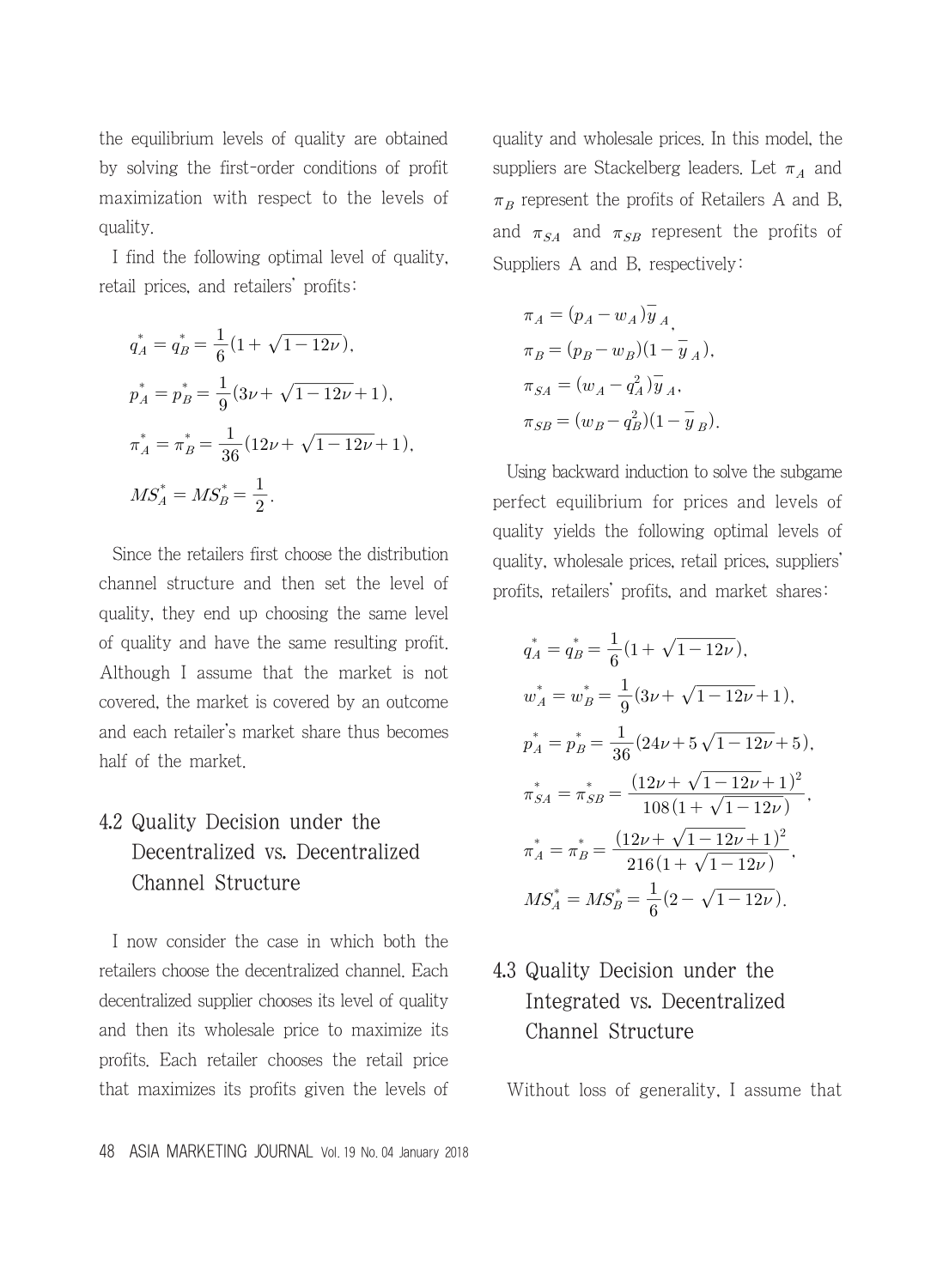the equilibrium levels of quality are obtained by solving the first-order conditions of profit maximization with respect to the levels of quality.

I find the following optimal level of quality, retail prices, and retailers' profits:

$$q_A^* = q_B^* = \frac{1}{6}(1 + \sqrt{1-12\nu}),$$

$$p_A^* = p_B^* = \frac{1}{9}(3\nu + \sqrt{1-12\nu} + 1),$$

$$\pi_A^* = \pi_B^* = \frac{1}{36}(12\nu + \sqrt{1-12\nu} + 1),$$

$$MS_A^* = MS_B^* = \frac{1}{2}.$$

Since the retailers first choose the distribution channel structure and then set the level of quality, they end up choosing the same level of quality and have the same resulting profit. Although I assume that the market is not covered, the market is covered by an outcome and each retailer's market share thus becomes half of the market.

## 4.2 Quality Decision under the Decentralized vs. Decentralized Channel Structure

I now consider the case in which both the retailers choose the decentralized channel. Each decentralized supplier chooses its level of quality and then its wholesale price to maximize its profits. Each retailer chooses the retail price that maximizes its profits given the levels of quality and wholesale prices. In this model, the suppliers are Stackelberg leaders. Let $\pi_A$ and $\pi_B$ represent the profits of Retailers A and B, and $\pi_{SA}$ and $\pi_{SB}$ represent the profits of Suppliers A and B, respectively:

$$\pi_A = (p_A - w_A)\bar{y}_A,$$

$$\pi_B = (p_B - w_B)(1 - \bar{y}_A),$$

$$\pi_{SA} = (w_A - q_A^2)\bar{y}_A,$$

$$\pi_{SB} = (w_B - q_B^2)(1 - \bar{y}_B).$$

Using backward induction to solve the subgame perfect equilibrium for prices and levels of quality yields the following optimal levels of quality, wholesale prices, retail prices, suppliers' profits, retailers' profits, and market shares:

$$q_A^* = q_B^* = \frac{1}{6}(1 + \sqrt{1-12\nu}),$$

$$w_A^* = w_B^* = \frac{1}{9}(3\nu + \sqrt{1-12\nu} + 1),$$

$$p_A^* = p_B^* = \frac{1}{36}(24\nu + 5\sqrt{1-12\nu} + 5),$$

$$\pi_{SA}^* = \pi_{SB}^* = \frac{(12\nu + \sqrt{1-12\nu} + 1)^2}{108(1 + \sqrt{1-12\nu})},$$

$$\pi_A^* = \pi_B^* = \frac{(12\nu + \sqrt{1-12\nu} + 1)^2}{216(1 + \sqrt{1-12\nu})},$$

$$MS_A^* = MS_B^* = \frac{1}{6}(2 - \sqrt{1-12\nu}).$$

## 4.3 Quality Decision under the Integrated vs. Decentralized Channel Structure

Without loss of generality, I assume that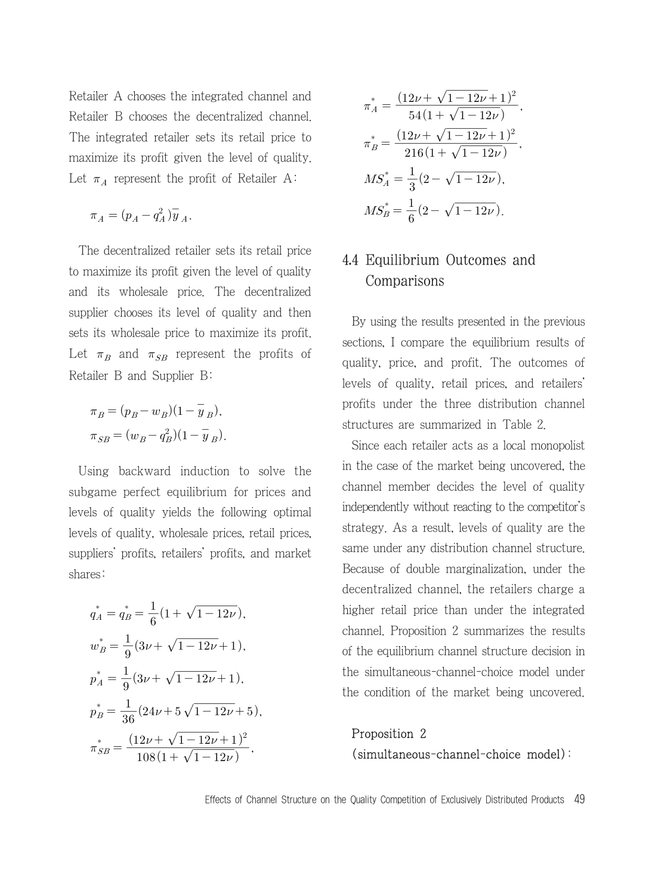Retailer A chooses the integrated channel and Retailer B chooses the decentralized channel. The integrated retailer sets its retail price to maximize its profit given the level of quality. Let $\pi_A$ represent the profit of Retailer A:

$$\pi_A = (p_A - q_A^2)\bar{y}_A.$$

The decentralized retailer sets its retail price to maximize its profit given the level of quality and its wholesale price. The decentralized supplier chooses its level of quality and then sets its wholesale price to maximize its profit. Let $\pi_B$ and $\pi_{SB}$ represent the profits of Retailer B and Supplier B:

$$\pi_B = (p_B - w_B)(1 - \bar{y}_B),$$
$$\pi_{SB} = (w_B - q_B^2)(1 - \bar{y}_B).$$

Using backward induction to solve the subgame perfect equilibrium for prices and levels of quality yields the following optimal levels of quality, wholesale prices, retail prices, suppliers' profits, retailers' profits, and market shares:

$$q_A^* = q_B^* = \frac{1}{6}(1 + \sqrt{1 - 12\nu}),$$

$$w_B^* = \frac{1}{9}(3\nu + \sqrt{1 - 12\nu} + 1),$$

$$p_A^* = \frac{1}{9}(3\nu + \sqrt{1 - 12\nu} + 1),$$

$$p_B^* = \frac{1}{36}(24\nu + 5\sqrt{1 - 12\nu} + 5),$$

$$\pi_{SB}^* = \frac{(12\nu + \sqrt{1 - 12\nu} + 1)^2}{108(1 + \sqrt{1 - 12\nu})},$$

$$\pi_A^* = \frac{(12\nu + \sqrt{1 - 12\nu} + 1)^2}{54(1 + \sqrt{1 - 12\nu})},$$

$$\pi_B^* = \frac{(12\nu + \sqrt{1 - 12\nu} + 1)^2}{216(1 + \sqrt{1 - 12\nu})},$$

$$MS_A^* = \frac{1}{3}(2 - \sqrt{1 - 12\nu}),$$

$$MS_B^* = \frac{1}{6}(2 - \sqrt{1 - 12\nu}).$$

## 4.4 Equilibrium Outcomes and Comparisons

By using the results presented in the previous sections, I compare the equilibrium results of quality, price, and profit. The outcomes of levels of quality, retail prices, and retailers' profits under the three distribution channel structures are summarized in Table 2.

Since each retailer acts as a local monopolist in the case of the market being uncovered, the channel member decides the level of quality independently without reacting to the competitor's strategy. As a result, levels of quality are the same under any distribution channel structure. Because of double marginalization, under the decentralized channel, the retailers charge a higher retail price than under the integrated channel. Proposition 2 summarizes the results of the equilibrium channel structure decision in the simultaneous-channel-choice model under the condition of the market being uncovered.

Proposition 2
(simultaneous-channel-choice model):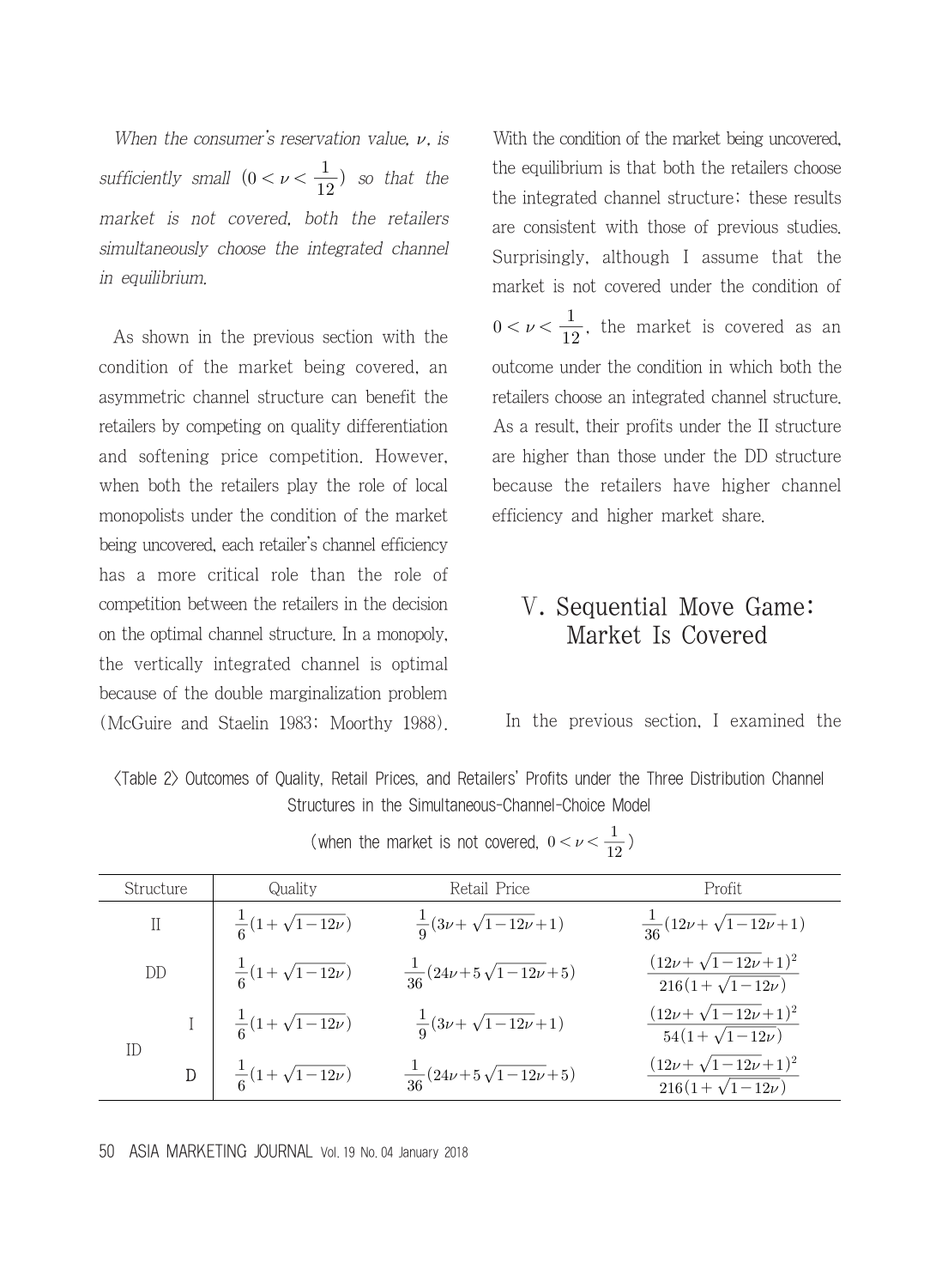*When the consumer's reservation value, $\nu$, is sufficiently small $(0<\nu<\frac{1}{12})$ so that the market is not covered, both the retailers simultaneously choose the integrated channel in equilibrium.*

As shown in the previous section with the condition of the market being covered, an asymmetric channel structure can benefit the retailers by competing on quality differentiation and softening price competition. However, when both the retailers play the role of local monopolists under the condition of the market being uncovered, each retailer's channel efficiency has a more critical role than the role of competition between the retailers in the decision on the optimal channel structure. In a monopoly, the vertically integrated channel is optimal because of the double marginalization problem (McGuire and Staelin 1983; Moorthy 1988). With the condition of the market being uncovered, the equilibrium is that both the retailers choose the integrated channel structure; these results are consistent with those of previous studies. Surprisingly, although I assume that the market is not covered under the condition of $0<\nu<\frac{1}{12}$, the market is covered as an outcome under the condition in which both the retailers choose an integrated channel structure. As a result, their profits under the II structure are higher than those under the DD structure because the retailers have higher channel efficiency and higher market share.

## Ⅴ. Sequential Move Game: Market Is Covered

In the previous section, I examined the

〈Table 2〉 Outcomes of Quality, Retail Prices, and Retailers' Profits under the Three Distribution Channel Structures in the Simultaneous-Channel-Choice Model

(when the market is not covered, $0<\nu<\frac{1}{12}$)

| Structure | | Quality | Retail Price | Profit |
|---|---|---|---|---|
| II | | $\frac{1}{6}(1+\sqrt{1-12\nu})$ | $\frac{1}{9}(3\nu+\sqrt{1-12\nu}+1)$ | $\frac{1}{36}(12\nu+\sqrt{1-12\nu}+1)$ |
| DD | | $\frac{1}{6}(1+\sqrt{1-12\nu})$ | $\frac{1}{36}(24\nu+5\sqrt{1-12\nu}+5)$ | $\frac{(12\nu+\sqrt{1-12\nu}+1)^2}{216(1+\sqrt{1-12\nu})}$ |
| ID | I | $\frac{1}{6}(1+\sqrt{1-12\nu})$ | $\frac{1}{9}(3\nu+\sqrt{1-12\nu}+1)$ | $\frac{(12\nu+\sqrt{1-12\nu}+1)^2}{54(1+\sqrt{1-12\nu})}$ |
| | D | $\frac{1}{6}(1+\sqrt{1-12\nu})$ | $\frac{1}{36}(24\nu+5\sqrt{1-12\nu}+5)$ | $\frac{(12\nu+\sqrt{1-12\nu}+1)^2}{216(1+\sqrt{1-12\nu})}$ |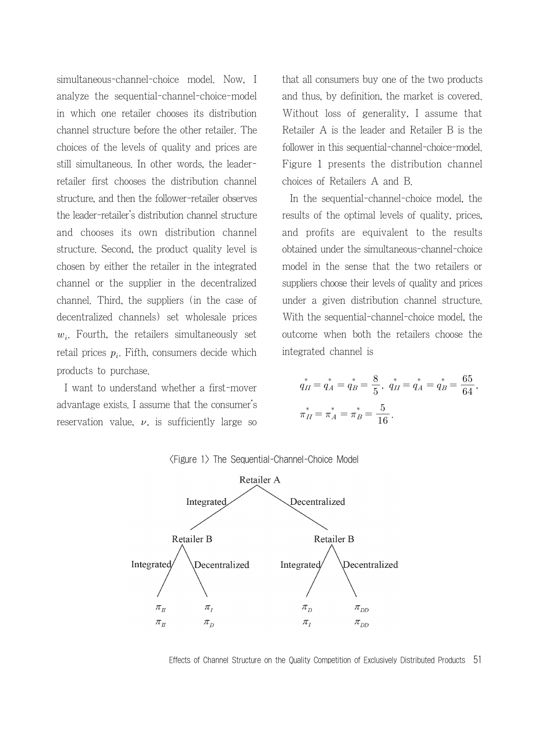simultaneous-channel-choice model. Now, I analyze the sequential-channel-choice-model in which one retailer chooses its distribution channel structure before the other retailer. The choices of the levels of quality and prices are still simultaneous. In other words, the leader-retailer first chooses the distribution channel structure, and then the follower-retailer observes the leader-retailer's distribution channel structure and chooses its own distribution channel structure. Second, the product quality level is chosen by either the retailer in the integrated channel or the supplier in the decentralized channel. Third, the suppliers (in the case of decentralized channels) set wholesale prices $w_i$. Fourth, the retailers simultaneously set retail prices $p_i$. Fifth, consumers decide which products to purchase.

I want to understand whether a first-mover advantage exists. I assume that the consumer's reservation value, $\nu$, is sufficiently large so that all consumers buy one of the two products and thus, by definition, the market is covered. Without loss of generality, I assume that Retailer A is the leader and Retailer B is the follower in this sequential-channel-choice-model. Figure 1 presents the distribution channel choices of Retailers A and B.

In the sequential-channel-choice model, the results of the optimal levels of quality, prices, and profits are equivalent to the results obtained under the simultaneous-channel-choice model in the sense that the two retailers or suppliers choose their levels of quality and prices under a given distribution channel structure. With the sequential-channel-choice model, the outcome when both the retailers choose the integrated channel is

$$q_{II}^* = q_A^* = q_B^* = \frac{8}{5},\ q_{II}^* = q_A^* = q_B^* = \frac{65}{64},$$

$$\pi_{II}^* = \pi_A^* = \pi_B^* = \frac{5}{16}.$$

〈Figure 1〉 The Sequential-Channel-Choice Model

Retailer A
- Integrated → Retailer B
  - Integrated: $\pi_{II}$, $\pi_{II}$
  - Decentralized: $\pi_I$, $\pi_D$
- Decentralized → Retailer B
  - Integrated: $\pi_D$, $\pi_I$
  - Decentralized: $\pi_{DD}$, $\pi_{DD}$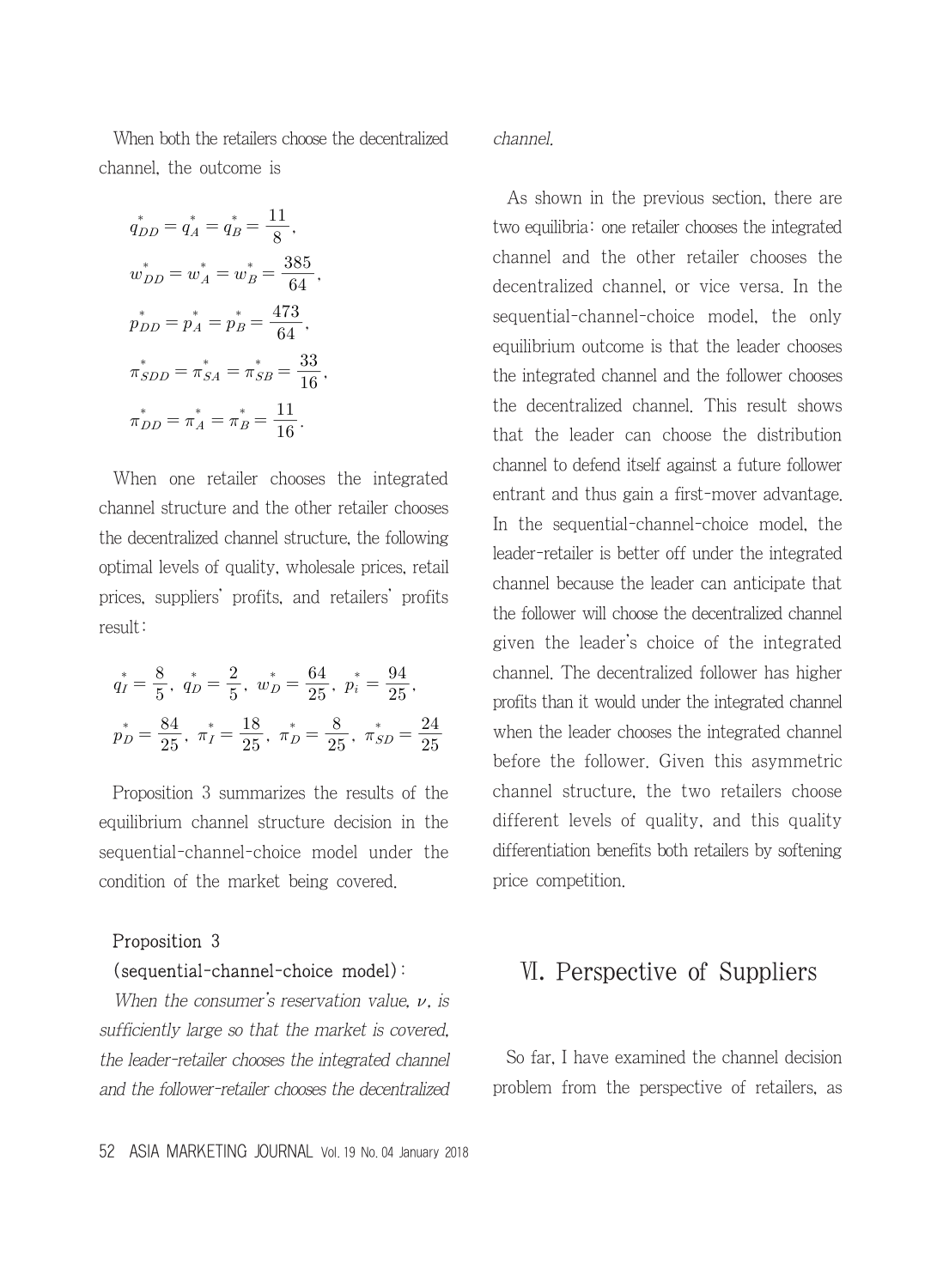When both the retailers choose the decentralized channel, the outcome is

$$q_{DD}^{*} = q_{A}^{*} = q_{B}^{*} = \frac{11}{8},$$

$$w_{DD}^{*} = w_{A}^{*} = w_{B}^{*} = \frac{385}{64},$$

$$p_{DD}^{*} = p_{A}^{*} = p_{B}^{*} = \frac{473}{64},$$

$$\pi_{SDD}^{*} = \pi_{SA}^{*} = \pi_{SB}^{*} = \frac{33}{16},$$

$$\pi_{DD}^{*} = \pi_{A}^{*} = \pi_{B}^{*} = \frac{11}{16}.$$

When one retailer chooses the integrated channel structure and the other retailer chooses the decentralized channel structure, the following optimal levels of quality, wholesale prices, retail prices, suppliers' profits, and retailers' profits result:

$$q_{I}^{*} = \frac{8}{5},\ q_{D}^{*} = \frac{2}{5},\ w_{D}^{*} = \frac{64}{25},\ p_{i}^{*} = \frac{94}{25},$$

$$p_{D}^{*} = \frac{84}{25},\ \pi_{I}^{*} = \frac{18}{25},\ \pi_{D}^{*} = \frac{8}{25},\ \pi_{SD}^{*} = \frac{24}{25}$$

Proposition 3 summarizes the results of the equilibrium channel structure decision in the sequential-channel-choice model under the condition of the market being covered.

**Proposition 3**
**(sequential-channel-choice model):**
*When the consumer's reservation value, $\nu$, is sufficiently large so that the market is covered, the leader-retailer chooses the integrated channel and the follower-retailer chooses the decentralized channel.*

As shown in the previous section, there are two equilibria: one retailer chooses the integrated channel and the other retailer chooses the decentralized channel, or vice versa. In the sequential-channel-choice model, the only equilibrium outcome is that the leader chooses the integrated channel and the follower chooses the decentralized channel. This result shows that the leader can choose the distribution channel to defend itself against a future follower entrant and thus gain a first-mover advantage. In the sequential-channel-choice model, the leader-retailer is better off under the integrated channel because the leader can anticipate that the follower will choose the decentralized channel given the leader's choice of the integrated channel. The decentralized follower has higher profits than it would under the integrated channel when the leader chooses the integrated channel before the follower. Given this asymmetric channel structure, the two retailers choose different levels of quality, and this quality differentiation benefits both retailers by softening price competition.

## Ⅵ. Perspective of Suppliers

So far, I have examined the channel decision problem from the perspective of retailers, as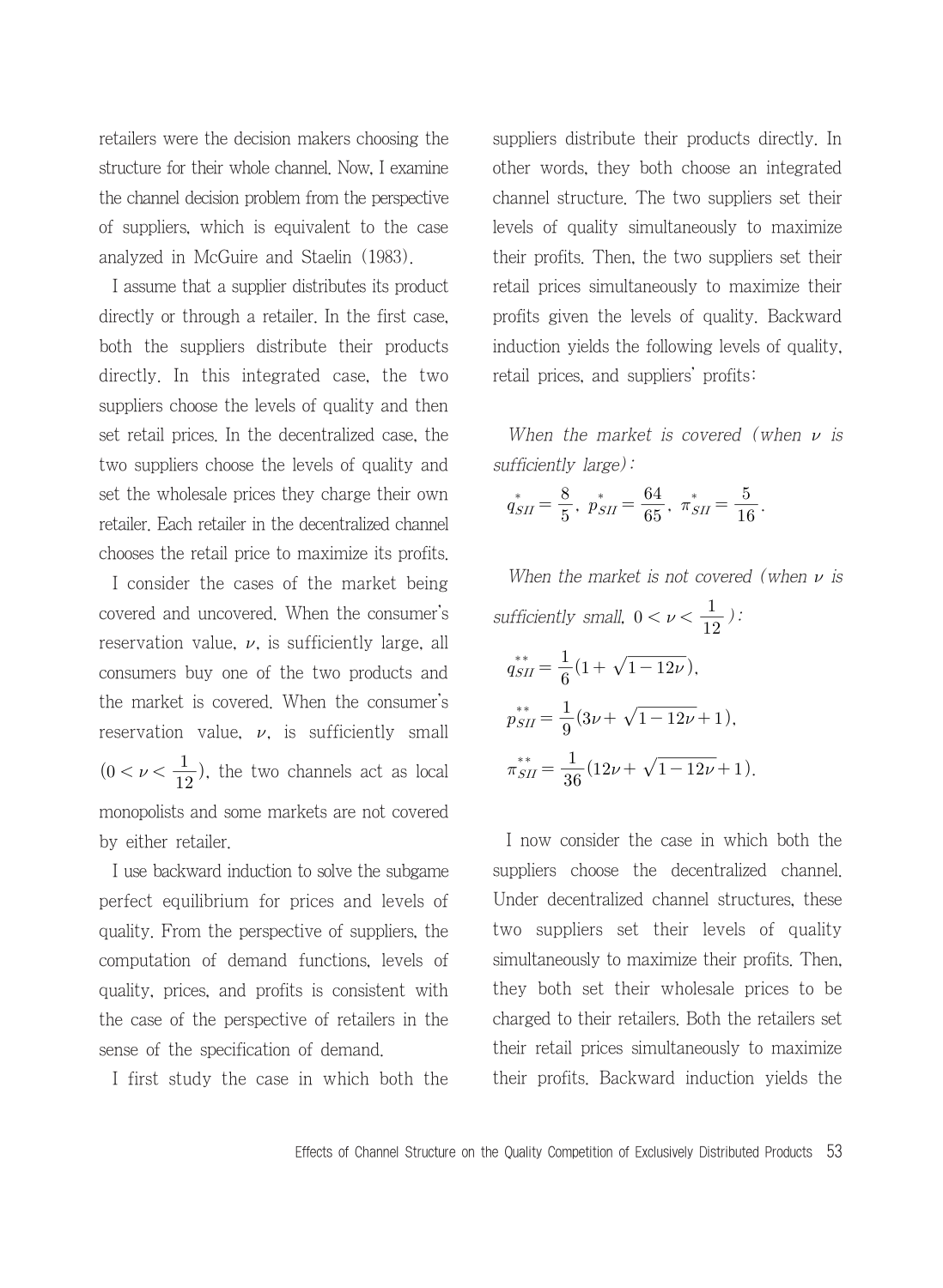retailers were the decision makers choosing the structure for their whole channel. Now, I examine the channel decision problem from the perspective of suppliers, which is equivalent to the case analyzed in McGuire and Staelin (1983).

I assume that a supplier distributes its product directly or through a retailer. In the first case, both the suppliers distribute their products directly. In this integrated case, the two suppliers choose the levels of quality and then set retail prices. In the decentralized case, the two suppliers choose the levels of quality and set the wholesale prices they charge their own retailer. Each retailer in the decentralized channel chooses the retail price to maximize its profits.

I consider the cases of the market being covered and uncovered. When the consumer's reservation value, $\nu$, is sufficiently large, all consumers buy one of the two products and the market is covered. When the consumer's reservation value, $\nu$, is sufficiently small ($0 < \nu < \frac{1}{12}$), the two channels act as local monopolists and some markets are not covered by either retailer.

I use backward induction to solve the subgame perfect equilibrium for prices and levels of quality. From the perspective of suppliers, the computation of demand functions, levels of quality, prices, and profits is consistent with the case of the perspective of retailers in the sense of the specification of demand.

I first study the case in which both the suppliers distribute their products directly. In other words, they both choose an integrated channel structure. The two suppliers set their levels of quality simultaneously to maximize their profits. Then, the two suppliers set their retail prices simultaneously to maximize their profits given the levels of quality. Backward induction yields the following levels of quality, retail prices, and suppliers' profits:

*When the market is covered (when $\nu$ is sufficiently large):*

$$q^{*}_{SII} = \frac{8}{5},\ p^{*}_{SII} = \frac{64}{65},\ \pi^{*}_{SII} = \frac{5}{16}.$$

*When the market is not covered (when $\nu$ is sufficiently small, $0 < \nu < \frac{1}{12}$):*

$$q^{**}_{SII} = \frac{1}{6}(1 + \sqrt{1-12\nu}),$$

$$p^{**}_{SII} = \frac{1}{9}(3\nu + \sqrt{1-12\nu} + 1),$$

$$\pi^{**}_{SII} = \frac{1}{36}(12\nu + \sqrt{1-12\nu} + 1).$$

I now consider the case in which both the suppliers choose the decentralized channel. Under decentralized channel structures, these two suppliers set their levels of quality simultaneously to maximize their profits. Then, they both set their wholesale prices to be charged to their retailers. Both the retailers set their retail prices simultaneously to maximize their profits. Backward induction yields the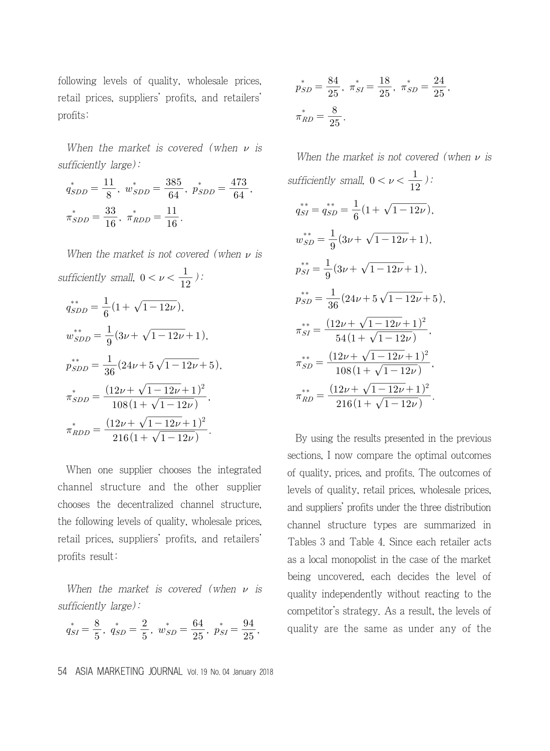following levels of quality, wholesale prices, retail prices, suppliers' profits, and retailers' profits:

*When the market is covered (when $\nu$ is sufficiently large):*

$$q^*_{SDD} = \frac{11}{8},\ w^*_{SDD} = \frac{385}{64},\ p^*_{SDD} = \frac{473}{64},$$

$$\pi^*_{SDD} = \frac{33}{16},\ \pi^*_{RDD} = \frac{11}{16}.$$

*When the market is not covered (when $\nu$ is sufficiently small, $0 < \nu < \frac{1}{12}$):*

$$q^{**}_{SDD} = \frac{1}{6}(1 + \sqrt{1-12\nu}),$$

$$w^{**}_{SDD} = \frac{1}{9}(3\nu + \sqrt{1-12\nu} + 1),$$

$$p^{**}_{SDD} = \frac{1}{36}(24\nu + 5\sqrt{1-12\nu} + 5),$$

$$\pi^*_{SDD} = \frac{(12\nu + \sqrt{1-12\nu} + 1)^2}{108(1 + \sqrt{1-12\nu})},$$

$$\pi^*_{RDD} = \frac{(12\nu + \sqrt{1-12\nu} + 1)^2}{216(1 + \sqrt{1-12\nu})}.$$

When one supplier chooses the integrated channel structure and the other supplier chooses the decentralized channel structure, the following levels of quality, wholesale prices, retail prices, suppliers' profits, and retailers' profits result:

*When the market is covered (when $\nu$ is sufficiently large):*

$$q^*_{SI} = \frac{8}{5},\ q^*_{SD} = \frac{2}{5},\ w^*_{SD} = \frac{64}{25},\ p^*_{SI} = \frac{94}{25},$$

$$p^*_{SD} = \frac{84}{25},\ \pi^*_{SI} = \frac{18}{25},\ \pi^*_{SD} = \frac{24}{25},$$

$$\pi^*_{RD} = \frac{8}{25}.$$

*When the market is not covered (when $\nu$ is sufficiently small, $0 < \nu < \frac{1}{12}$):*

$$q^{**}_{SI} = q^{**}_{SD} = \frac{1}{6}(1 + \sqrt{1-12\nu}),$$

$$w^{**}_{SD} = \frac{1}{9}(3\nu + \sqrt{1-12\nu} + 1),$$

$$p^{**}_{SI} = \frac{1}{9}(3\nu + \sqrt{1-12\nu} + 1),$$

$$p^{**}_{SD} = \frac{1}{36}(24\nu + 5\sqrt{1-12\nu} + 5),$$

$$\pi^{**}_{SI} = \frac{(12\nu + \sqrt{1-12\nu} + 1)^2}{54(1 + \sqrt{1-12\nu})},$$

$$\pi^{**}_{SD} = \frac{(12\nu + \sqrt{1-12\nu} + 1)^2}{108(1 + \sqrt{1-12\nu})},$$

$$\pi^{**}_{RD} = \frac{(12\nu + \sqrt{1-12\nu} + 1)^2}{216(1 + \sqrt{1-12\nu})}.$$

By using the results presented in the previous sections, I now compare the optimal outcomes of quality, prices, and profits. The outcomes of levels of quality, retail prices, wholesale prices, and suppliers' profits under the three distribution channel structure types are summarized in Tables 3 and Table 4. Since each retailer acts as a local monopolist in the case of the market being uncovered, each decides the level of quality independently without reacting to the competitor's strategy. As a result, the levels of quality are the same as under any of the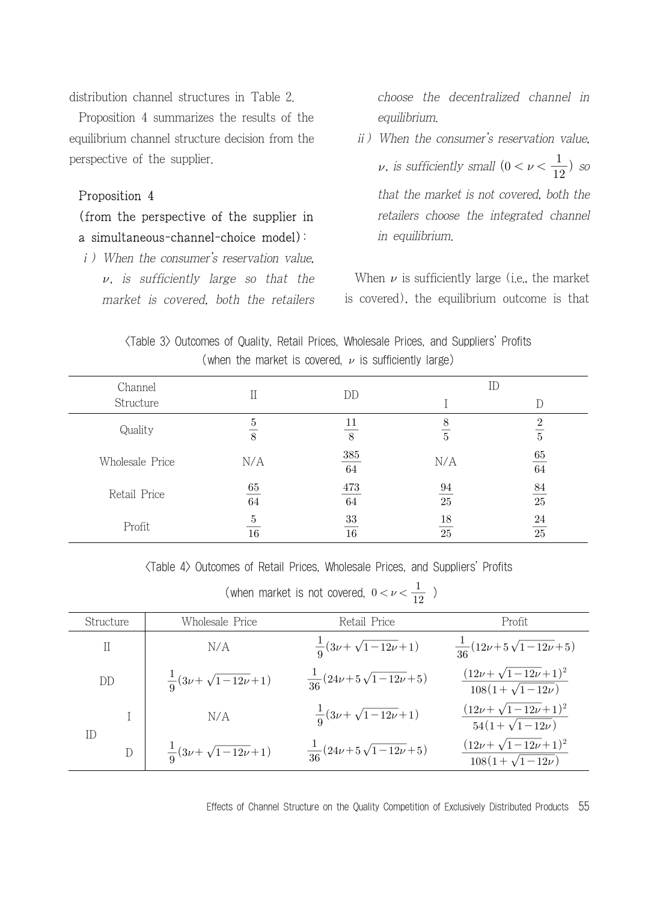distribution channel structures in Table 2.

Proposition 4 summarizes the results of the equilibrium channel structure decision from the perspective of the supplier.

**Proposition 4**

**(from the perspective of the supplier in a simultaneous-channel-choice model):**

*i ) When the consumer's reservation value, $\nu$, is sufficiently large so that the market is covered, both the retailers choose the decentralized channel in equilibrium.*

*ii ) When the consumer's reservation value, $\nu$, is sufficiently small $(0 < \nu < \frac{1}{12})$ so that the market is not covered, both the retailers choose the integrated channel in equilibrium.*

When $\nu$ is sufficiently large (i.e., the market is covered), the equilibrium outcome is that

〈Table 3〉 Outcomes of Quality, Retail Prices, Wholesale Prices, and Suppliers' Profits (when the market is covered, $\nu$ is sufficiently large)

| Channel Structure | II | DD | ID | |
|---|---|---|---|---|
| | | | I | D |
| Quality | $\frac{5}{8}$ | $\frac{11}{8}$ | $\frac{8}{5}$ | $\frac{2}{5}$ |
| Wholesale Price | N/A | $\frac{385}{64}$ | N/A | $\frac{65}{64}$ |
| Retail Price | $\frac{65}{64}$ | $\frac{473}{64}$ | $\frac{94}{25}$ | $\frac{84}{25}$ |
| Profit | $\frac{5}{16}$ | $\frac{33}{16}$ | $\frac{18}{25}$ | $\frac{24}{25}$ |

〈Table 4〉 Outcomes of Retail Prices, Wholesale Prices, and Suppliers' Profits (when market is not covered, $0 < \nu < \frac{1}{12}$ )

| Structure | | Wholesale Price | Retail Price | Profit |
|---|---|---|---|---|
| II | | N/A | $\frac{1}{9}(3\nu+\sqrt{1-12\nu}+1)$ | $\frac{1}{36}(12\nu+5\sqrt{1-12\nu}+5)$ |
| DD | | $\frac{1}{9}(3\nu+\sqrt{1-12\nu}+1)$ | $\frac{1}{36}(24\nu+5\sqrt{1-12\nu}+5)$ | $\frac{(12\nu+\sqrt{1-12\nu}+1)^2}{108(1+\sqrt{1-12\nu})}$ |
| ID | I | N/A | $\frac{1}{9}(3\nu+\sqrt{1-12\nu}+1)$ | $\frac{(12\nu+\sqrt{1-12\nu}+1)^2}{54(1+\sqrt{1-12\nu})}$ |
| | D | $\frac{1}{9}(3\nu+\sqrt{1-12\nu}+1)$ | $\frac{1}{36}(24\nu+5\sqrt{1-12\nu}+5)$ | $\frac{(12\nu+\sqrt{1-12\nu}+1)^2}{108(1+\sqrt{1-12\nu})}$ |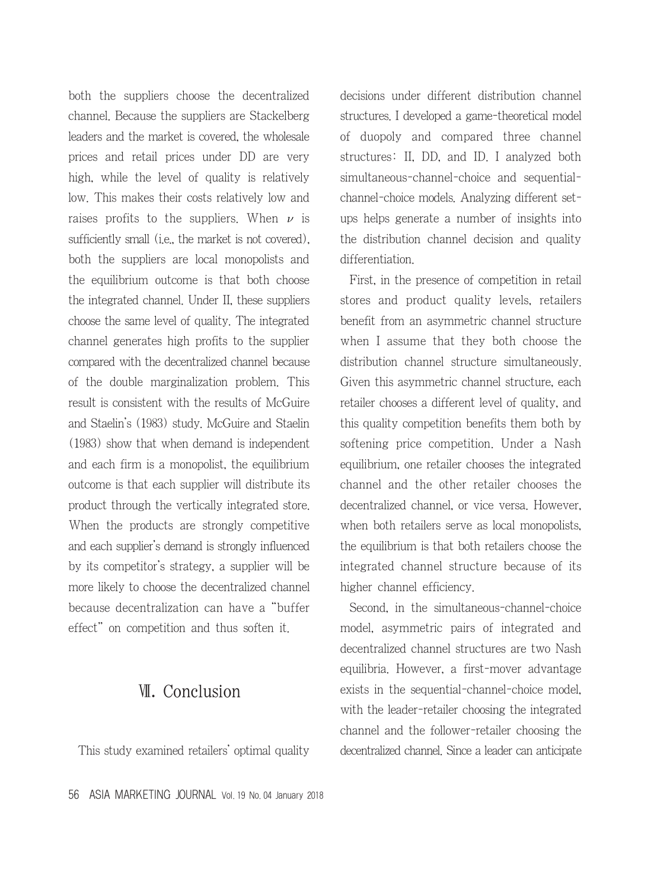both the suppliers choose the decentralized channel. Because the suppliers are Stackelberg leaders and the market is covered, the wholesale prices and retail prices under DD are very high, while the level of quality is relatively low. This makes their costs relatively low and raises profits to the suppliers. When $\nu$ is sufficiently small (i.e., the market is not covered), both the suppliers are local monopolists and the equilibrium outcome is that both choose the integrated channel. Under II, these suppliers choose the same level of quality. The integrated channel generates high profits to the supplier compared with the decentralized channel because of the double marginalization problem. This result is consistent with the results of McGuire and Staelin's (1983) study. McGuire and Staelin (1983) show that when demand is independent and each firm is a monopolist, the equilibrium outcome is that each supplier will distribute its product through the vertically integrated store. When the products are strongly competitive and each supplier's demand is strongly influenced by its competitor's strategy, a supplier will be more likely to choose the decentralized channel because decentralization can have a "buffer effect" on competition and thus soften it.

## Ⅶ. Conclusion

This study examined retailers' optimal quality decisions under different distribution channel structures. I developed a game-theoretical model of duopoly and compared three channel structures: II, DD, and ID. I analyzed both simultaneous-channel-choice and sequential-channel-choice models. Analyzing different set-ups helps generate a number of insights into the distribution channel decision and quality differentiation.

First, in the presence of competition in retail stores and product quality levels, retailers benefit from an asymmetric channel structure when I assume that they both choose the distribution channel structure simultaneously. Given this asymmetric channel structure, each retailer chooses a different level of quality, and this quality competition benefits them both by softening price competition. Under a Nash equilibrium, one retailer chooses the integrated channel and the other retailer chooses the decentralized channel, or vice versa. However, when both retailers serve as local monopolists, the equilibrium is that both retailers choose the integrated channel structure because of its higher channel efficiency.

Second, in the simultaneous-channel-choice model, asymmetric pairs of integrated and decentralized channel structures are two Nash equilibria. However, a first-mover advantage exists in the sequential-channel-choice model, with the leader-retailer choosing the integrated channel and the follower-retailer choosing the decentralized channel. Since a leader can anticipate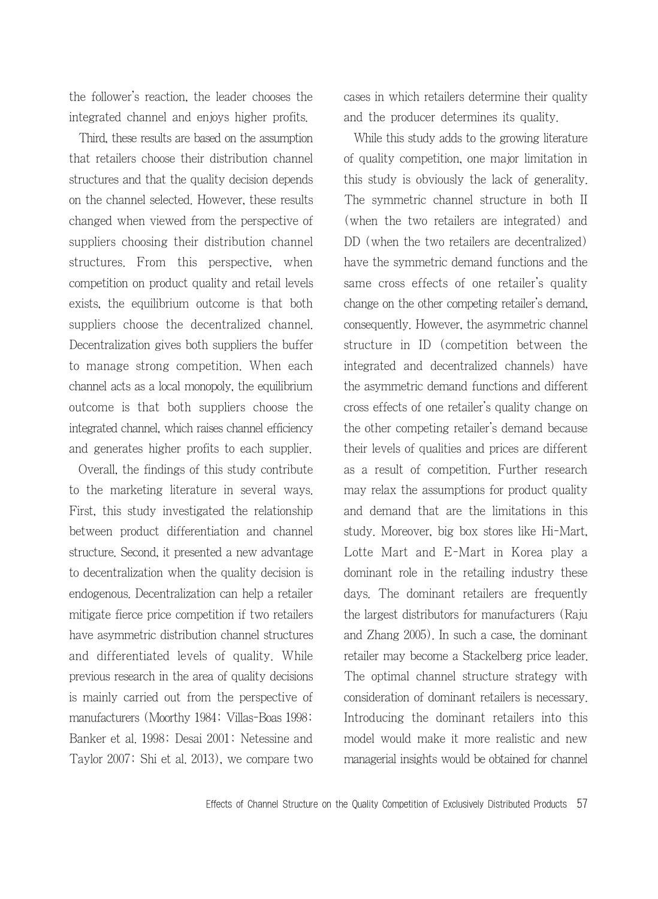the follower's reaction, the leader chooses the integrated channel and enjoys higher profits.

Third, these results are based on the assumption that retailers choose their distribution channel structures and that the quality decision depends on the channel selected. However, these results changed when viewed from the perspective of suppliers choosing their distribution channel structures. From this perspective, when competition on product quality and retail levels exists, the equilibrium outcome is that both suppliers choose the decentralized channel. Decentralization gives both suppliers the buffer to manage strong competition. When each channel acts as a local monopoly, the equilibrium outcome is that both suppliers choose the integrated channel, which raises channel efficiency and generates higher profits to each supplier.

Overall, the findings of this study contribute to the marketing literature in several ways. First, this study investigated the relationship between product differentiation and channel structure. Second, it presented a new advantage to decentralization when the quality decision is endogenous. Decentralization can help a retailer mitigate fierce price competition if two retailers have asymmetric distribution channel structures and differentiated levels of quality. While previous research in the area of quality decisions is mainly carried out from the perspective of manufacturers (Moorthy 1984; Villas-Boas 1998; Banker et al. 1998; Desai 2001; Netessine and Taylor 2007; Shi et al. 2013), we compare two cases in which retailers determine their quality and the producer determines its quality.

While this study adds to the growing literature of quality competition, one major limitation in this study is obviously the lack of generality. The symmetric channel structure in both II (when the two retailers are integrated) and DD (when the two retailers are decentralized) have the symmetric demand functions and the same cross effects of one retailer's quality change on the other competing retailer's demand, consequently. However, the asymmetric channel structure in ID (competition between the integrated and decentralized channels) have the asymmetric demand functions and different cross effects of one retailer's quality change on the other competing retailer's demand because their levels of qualities and prices are different as a result of competition. Further research may relax the assumptions for product quality and demand that are the limitations in this study. Moreover, big box stores like Hi-Mart, Lotte Mart and E-Mart in Korea play a dominant role in the retailing industry these days. The dominant retailers are frequently the largest distributors for manufacturers (Raju and Zhang 2005). In such a case, the dominant retailer may become a Stackelberg price leader. The optimal channel structure strategy with consideration of dominant retailers is necessary. Introducing the dominant retailers into this model would make it more realistic and new managerial insights would be obtained for channel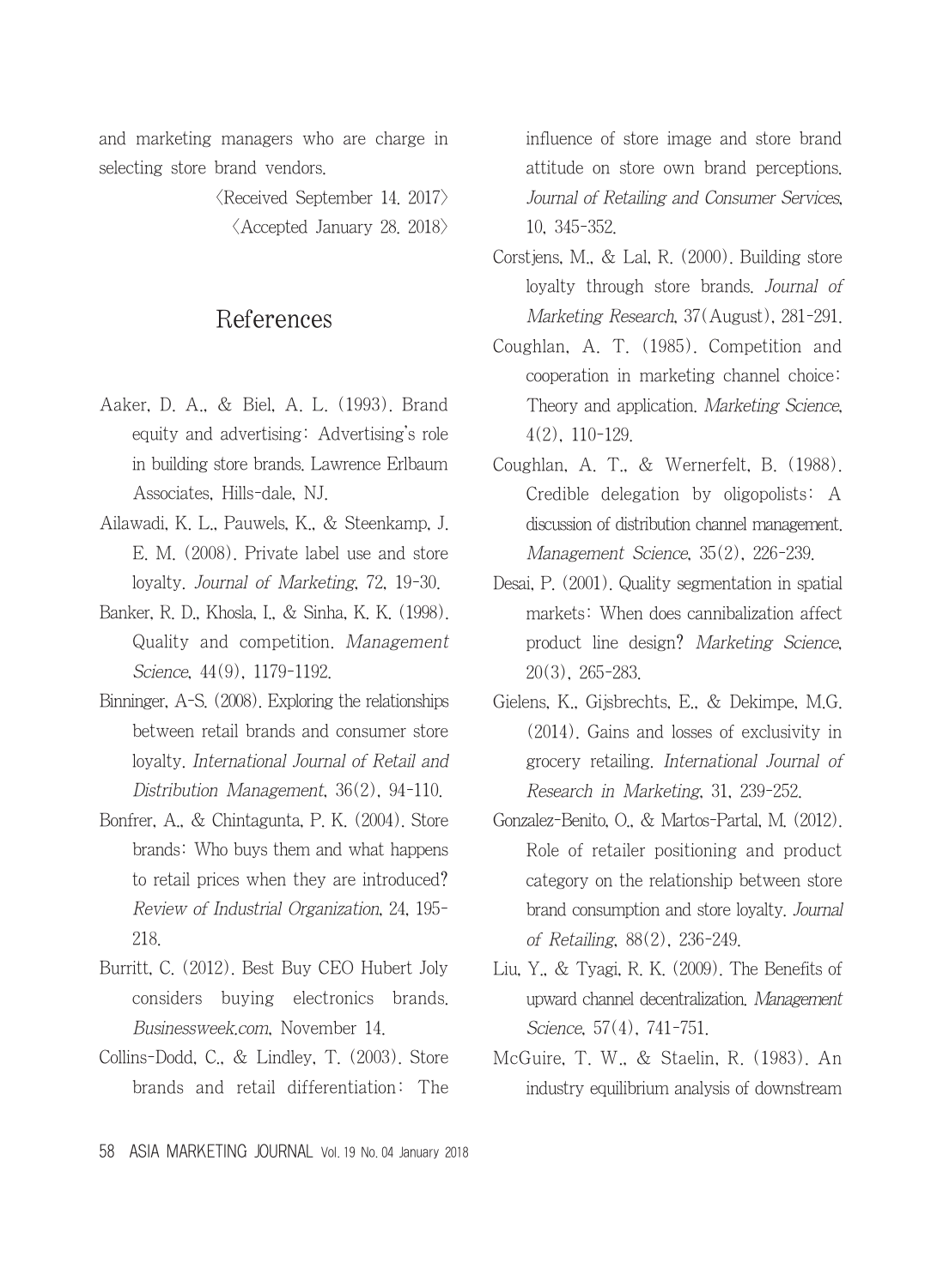and marketing managers who are charge in selecting store brand vendors.

〈Received September 14. 2017〉
〈Accepted January 28. 2018〉

## References

Aaker, D. A., & Biel, A. L. (1993). Brand equity and advertising: Advertising's role in building store brands. Lawrence Erlbaum Associates, Hills-dale, NJ.

Ailawadi, K. L., Pauwels, K., & Steenkamp, J. E. M. (2008). Private label use and store loyalty. *Journal of Marketing*, 72, 19-30.

Banker, R. D., Khosla, I., & Sinha, K. K. (1998). Quality and competition. *Management Science*, 44(9), 1179-1192.

Binninger, A-S. (2008). Exploring the relationships between retail brands and consumer store loyalty. *International Journal of Retail and Distribution Management*, 36(2), 94-110.

Bonfrer, A., & Chintagunta, P. K. (2004). Store brands: Who buys them and what happens to retail prices when they are introduced? *Review of Industrial Organization*, 24, 195-218.

Burritt, C. (2012). Best Buy CEO Hubert Joly considers buying electronics brands. *Businessweek.com*, November 14.

Collins-Dodd, C., & Lindley, T. (2003). Store brands and retail differentiation: The influence of store image and store brand attitude on store own brand perceptions. *Journal of Retailing and Consumer Services*, 10, 345-352.

Corstjens, M., & Lal, R. (2000). Building store loyalty through store brands. *Journal of Marketing Research*, 37(August), 281-291.

Coughlan, A. T. (1985). Competition and cooperation in marketing channel choice: Theory and application. *Marketing Science*, 4(2), 110-129.

Coughlan, A. T., & Wernerfelt, B. (1988). Credible delegation by oligopolists: A discussion of distribution channel management. *Management Science*, 35(2), 226-239.

Desai, P. (2001). Quality segmentation in spatial markets: When does cannibalization affect product line design? *Marketing Science*, 20(3), 265-283.

Gielens, K., Gijsbrechts, E., & Dekimpe, M.G. (2014). Gains and losses of exclusivity in grocery retailing. *International Journal of Research in Marketing*, 31, 239-252.

Gonzalez-Benito, O., & Martos-Partal, M. (2012). Role of retailer positioning and product category on the relationship between store brand consumption and store loyalty. *Journal of Retailing*, 88(2), 236-249.

Liu, Y., & Tyagi, R. K. (2009). The Benefits of upward channel decentralization. *Management Science*, 57(4), 741-751.

McGuire, T. W., & Staelin, R. (1983). An industry equilibrium analysis of downstream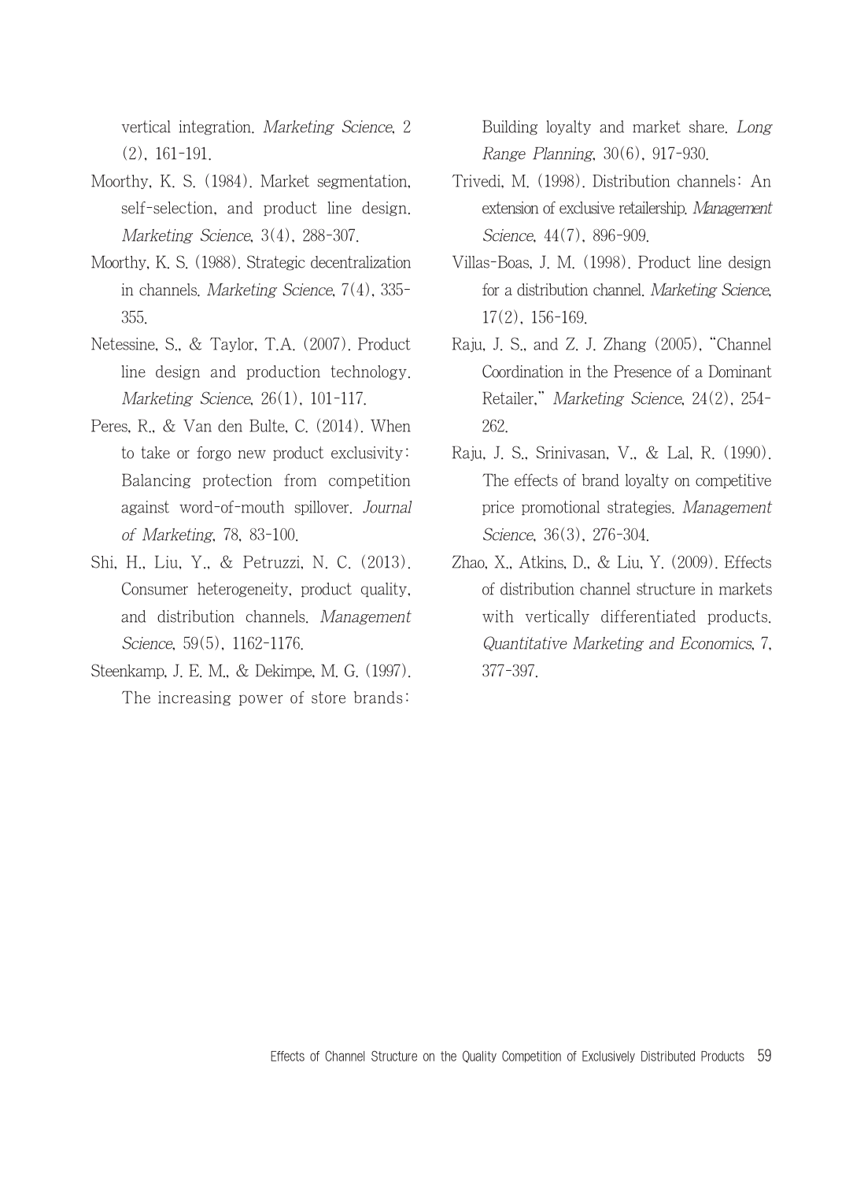vertical integration. *Marketing Science*, 2 (2), 161-191.

Moorthy, K. S. (1984). Market segmentation, self-selection, and product line design. *Marketing Science*, 3(4), 288-307.

Moorthy, K. S. (1988). Strategic decentralization in channels. *Marketing Science*, 7(4), 335-355.

Netessine, S., & Taylor, T.A. (2007). Product line design and production technology. *Marketing Science*, 26(1), 101-117.

Peres, R., & Van den Bulte, C. (2014). When to take or forgo new product exclusivity: Balancing protection from competition against word-of-mouth spillover. *Journal of Marketing*, 78, 83-100.

Shi, H., Liu, Y., & Petruzzi, N. C. (2013). Consumer heterogeneity, product quality, and distribution channels. *Management Science*, 59(5), 1162-1176.

Steenkamp, J. E. M., & Dekimpe, M. G. (1997). The increasing power of store brands: Building loyalty and market share. *Long Range Planning*, 30(6), 917-930.

Trivedi, M. (1998). Distribution channels: An extension of exclusive retailership. *Management Science*, 44(7), 896-909.

Villas-Boas, J. M. (1998). Product line design for a distribution channel. *Marketing Science*, 17(2), 156-169.

Raju, J. S., and Z. J. Zhang (2005), "Channel Coordination in the Presence of a Dominant Retailer," *Marketing Science*, 24(2), 254-262.

Raju, J. S., Srinivasan, V., & Lal, R. (1990). The effects of brand loyalty on competitive price promotional strategies. *Management Science*, 36(3), 276-304.

Zhao, X., Atkins, D., & Liu, Y. (2009). Effects of distribution channel structure in markets with vertically differentiated products. *Quantitative Marketing and Economics*, 7, 377-397.